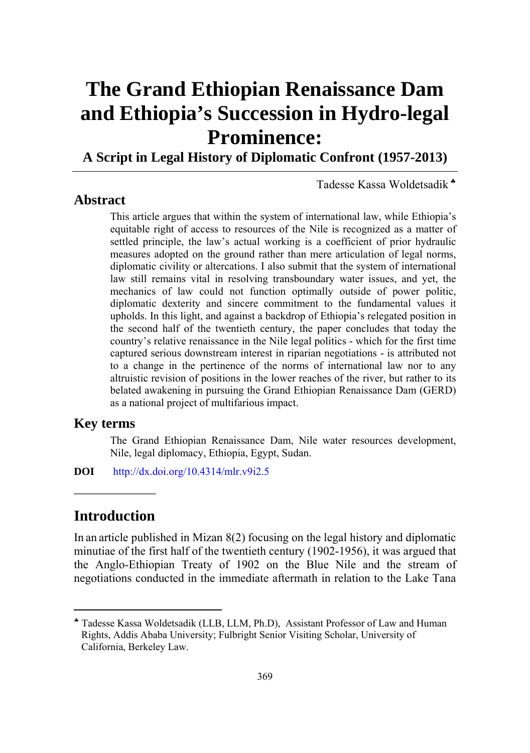# The Grand Ethiopian Renaissance Dam and Ethiopia's Succession in Hydro-legal Prominence:

## A Script in Legal History of Diplomatic Confront (1957-2013)

Tadesse Kassa Woldetsadik [♣]

## Abstract

This article argues that within the system of international law, while Ethiopia's equitable right of access to resources of the Nile is recognized as a matter of settled principle, the law's actual working is a coefficient of prior hydraulic measures adopted on the ground rather than mere articulation of legal norms, diplomatic civility or altercations. I also submit that the system of international law still remains vital in resolving transboundary water issues, and yet, the mechanics of law could not function optimally outside of power politic, diplomatic dexterity and sincere commitment to the fundamental values it upholds. In this light, and against a backdrop of Ethiopia's relegated position in the second half of the twentieth century, the paper concludes that today the country's relative renaissance in the Nile legal politics - which for the first time captured serious downstream interest in riparian negotiations - is attributed not to a change in the pertinence of the norms of international law nor to any altruistic revision of positions in the lower reaches of the river, but rather to its belated awakening in pursuing the Grand Ethiopian Renaissance Dam (GERD) as a national project of multifarious impact.

## Key terms

The Grand Ethiopian Renaissance Dam, Nile water resources development, Nile, legal diplomacy, Ethiopia, Egypt, Sudan.

**DOI** http://dx.doi.org/10.4314/mlr.v9i2.5

## Introduction

In an article published in Mizan 8(2) focusing on the legal history and diplomatic minutiae of the first half of the twentieth century (1902-1956), it was argued that the Anglo-Ethiopian Treaty of 1902 on the Blue Nile and the stream of negotiations conducted in the immediate aftermath in relation to the Lake Tana

---

[♣] Tadesse Kassa Woldetsadik (LLB, LLM, Ph.D), Assistant Professor of Law and Human Rights, Addis Ababa University; Fulbright Senior Visiting Scholar, University of California, Berkeley Law.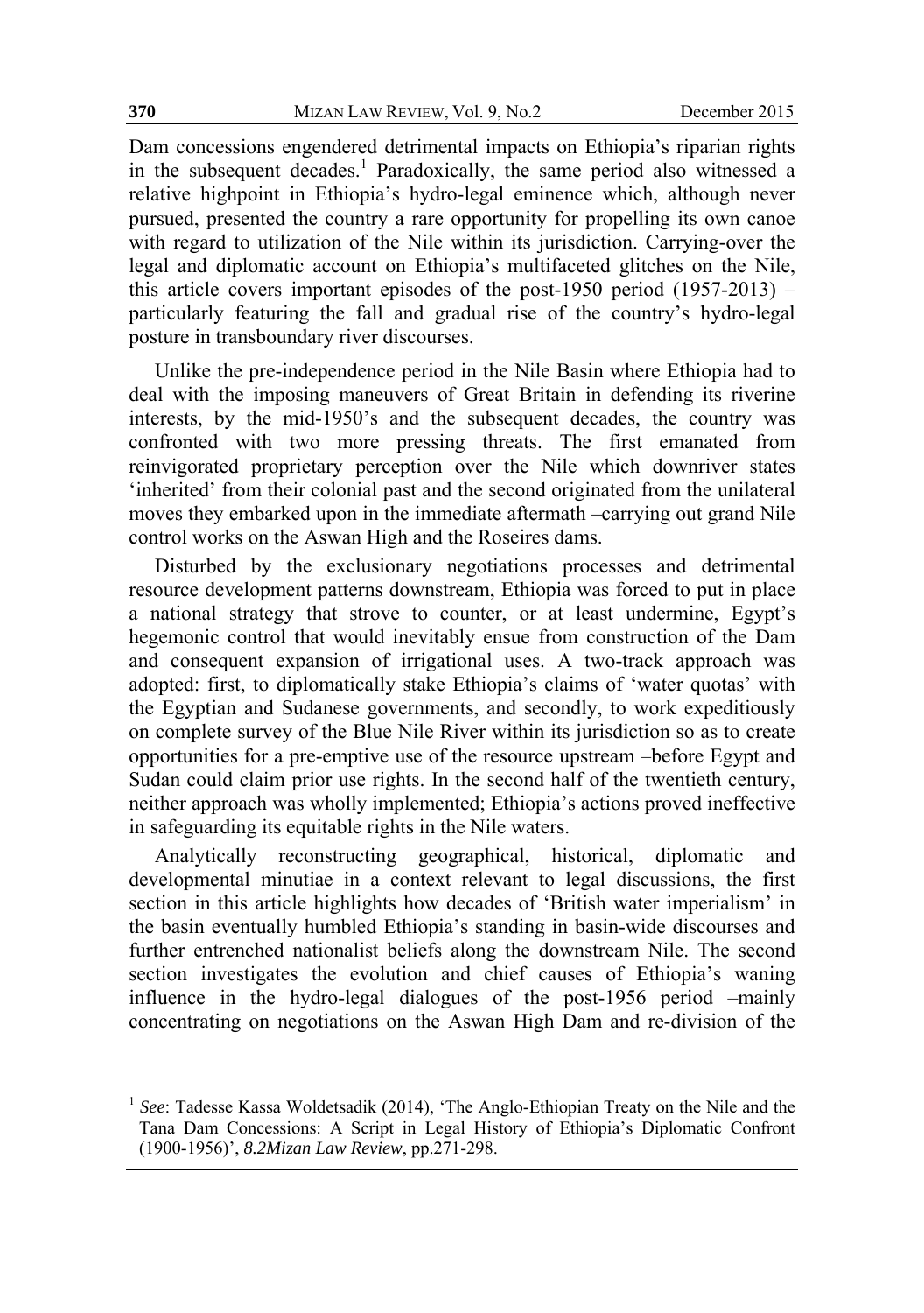Dam concessions engendered detrimental impacts on Ethiopia's riparian rights in the subsequent decades.[1] Paradoxically, the same period also witnessed a relative highpoint in Ethiopia's hydro-legal eminence which, although never pursued, presented the country a rare opportunity for propelling its own canoe with regard to utilization of the Nile within its jurisdiction. Carrying-over the legal and diplomatic account on Ethiopia's multifaceted glitches on the Nile, this article covers important episodes of the post-1950 period (1957-2013) – particularly featuring the fall and gradual rise of the country's hydro-legal posture in transboundary river discourses.

Unlike the pre-independence period in the Nile Basin where Ethiopia had to deal with the imposing maneuvers of Great Britain in defending its riverine interests, by the mid-1950's and the subsequent decades, the country was confronted with two more pressing threats. The first emanated from reinvigorated proprietary perception over the Nile which downriver states 'inherited' from their colonial past and the second originated from the unilateral moves they embarked upon in the immediate aftermath –carrying out grand Nile control works on the Aswan High and the Roseires dams.

Disturbed by the exclusionary negotiations processes and detrimental resource development patterns downstream, Ethiopia was forced to put in place a national strategy that strove to counter, or at least undermine, Egypt's hegemonic control that would inevitably ensue from construction of the Dam and consequent expansion of irrigational uses. A two-track approach was adopted: first, to diplomatically stake Ethiopia's claims of 'water quotas' with the Egyptian and Sudanese governments, and secondly, to work expeditiously on complete survey of the Blue Nile River within its jurisdiction so as to create opportunities for a pre-emptive use of the resource upstream –before Egypt and Sudan could claim prior use rights. In the second half of the twentieth century, neither approach was wholly implemented; Ethiopia's actions proved ineffective in safeguarding its equitable rights in the Nile waters.

Analytically reconstructing geographical, historical, diplomatic and developmental minutiae in a context relevant to legal discussions, the first section in this article highlights how decades of 'British water imperialism' in the basin eventually humbled Ethiopia's standing in basin-wide discourses and further entrenched nationalist beliefs along the downstream Nile. The second section investigates the evolution and chief causes of Ethiopia's waning influence in the hydro-legal dialogues of the post-1956 period –mainly concentrating on negotiations on the Aswan High Dam and re-division of the

---

[1] *See*: Tadesse Kassa Woldetsadik (2014), 'The Anglo-Ethiopian Treaty on the Nile and the Tana Dam Concessions: A Script in Legal History of Ethiopia's Diplomatic Confront (1900-1956)', *8.2Mizan Law Review*, pp.271-298.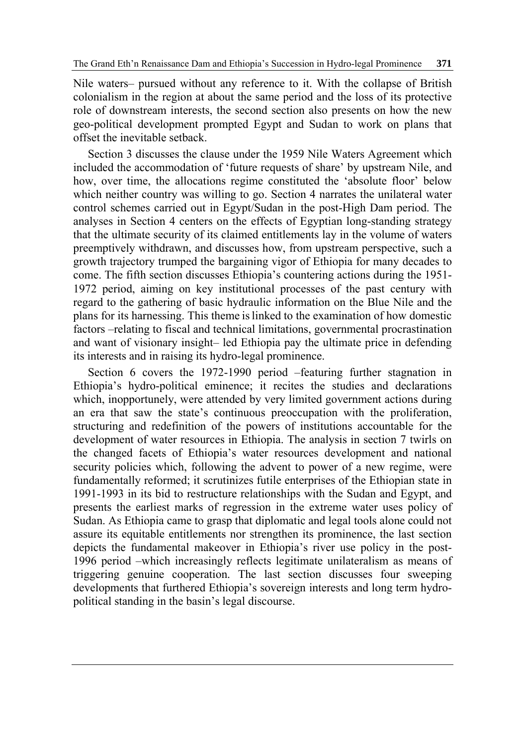Nile waters– pursued without any reference to it. With the collapse of British colonialism in the region at about the same period and the loss of its protective role of downstream interests, the second section also presents on how the new geo-political development prompted Egypt and Sudan to work on plans that offset the inevitable setback.

Section 3 discusses the clause under the 1959 Nile Waters Agreement which included the accommodation of 'future requests of share' by upstream Nile, and how, over time, the allocations regime constituted the 'absolute floor' below which neither country was willing to go. Section 4 narrates the unilateral water control schemes carried out in Egypt/Sudan in the post-High Dam period. The analyses in Section 4 centers on the effects of Egyptian long-standing strategy that the ultimate security of its claimed entitlements lay in the volume of waters preemptively withdrawn, and discusses how, from upstream perspective, such a growth trajectory trumped the bargaining vigor of Ethiopia for many decades to come. The fifth section discusses Ethiopia's countering actions during the 1951-1972 period, aiming on key institutional processes of the past century with regard to the gathering of basic hydraulic information on the Blue Nile and the plans for its harnessing. This theme is linked to the examination of how domestic factors –relating to fiscal and technical limitations, governmental procrastination and want of visionary insight– led Ethiopia pay the ultimate price in defending its interests and in raising its hydro-legal prominence.

Section 6 covers the 1972-1990 period –featuring further stagnation in Ethiopia's hydro-political eminence; it recites the studies and declarations which, inopportunely, were attended by very limited government actions during an era that saw the state's continuous preoccupation with the proliferation, structuring and redefinition of the powers of institutions accountable for the development of water resources in Ethiopia. The analysis in section 7 twirls on the changed facets of Ethiopia's water resources development and national security policies which, following the advent to power of a new regime, were fundamentally reformed; it scrutinizes futile enterprises of the Ethiopian state in 1991-1993 in its bid to restructure relationships with the Sudan and Egypt, and presents the earliest marks of regression in the extreme water uses policy of Sudan. As Ethiopia came to grasp that diplomatic and legal tools alone could not assure its equitable entitlements nor strengthen its prominence, the last section depicts the fundamental makeover in Ethiopia's river use policy in the post-1996 period –which increasingly reflects legitimate unilateralism as means of triggering genuine cooperation. The last section discusses four sweeping developments that furthered Ethiopia's sovereign interests and long term hydro-political standing in the basin's legal discourse.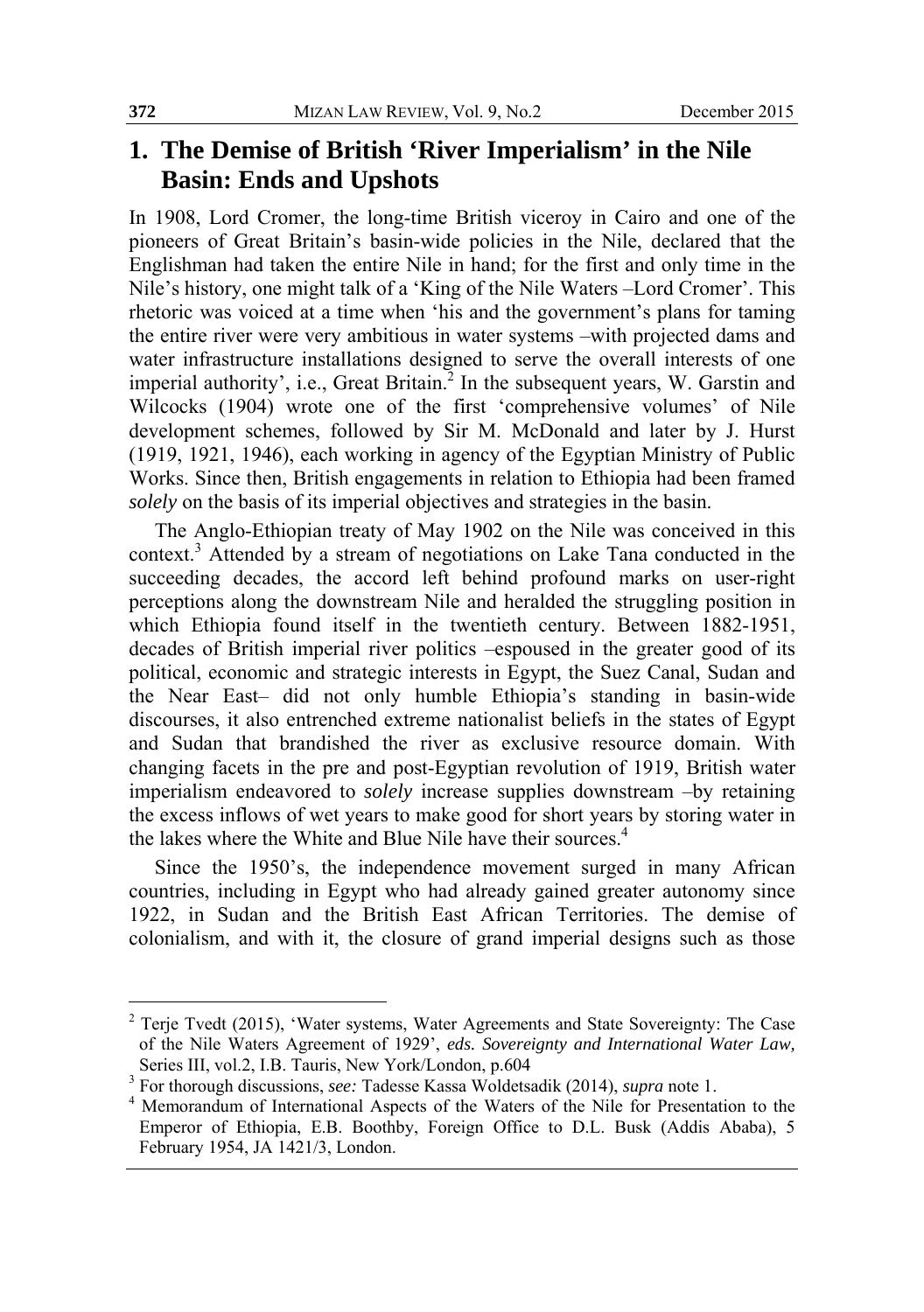# 1. The Demise of British 'River Imperialism' in the Nile Basin: Ends and Upshots

In 1908, Lord Cromer, the long-time British viceroy in Cairo and one of the pioneers of Great Britain's basin-wide policies in the Nile, declared that the Englishman had taken the entire Nile in hand; for the first and only time in the Nile's history, one might talk of a 'King of the Nile Waters –Lord Cromer'. This rhetoric was voiced at a time when 'his and the government's plans for taming the entire river were very ambitious in water systems –with projected dams and water infrastructure installations designed to serve the overall interests of one imperial authority', i.e., Great Britain.[2] In the subsequent years, W. Garstin and Wilcocks (1904) wrote one of the first 'comprehensive volumes' of Nile development schemes, followed by Sir M. McDonald and later by J. Hurst (1919, 1921, 1946), each working in agency of the Egyptian Ministry of Public Works. Since then, British engagements in relation to Ethiopia had been framed *solely* on the basis of its imperial objectives and strategies in the basin.

The Anglo-Ethiopian treaty of May 1902 on the Nile was conceived in this context.[3] Attended by a stream of negotiations on Lake Tana conducted in the succeeding decades, the accord left behind profound marks on user-right perceptions along the downstream Nile and heralded the struggling position in which Ethiopia found itself in the twentieth century. Between 1882-1951, decades of British imperial river politics –espoused in the greater good of its political, economic and strategic interests in Egypt, the Suez Canal, Sudan and the Near East– did not only humble Ethiopia's standing in basin-wide discourses, it also entrenched extreme nationalist beliefs in the states of Egypt and Sudan that brandished the river as exclusive resource domain. With changing facets in the pre and post-Egyptian revolution of 1919, British water imperialism endeavored to *solely* increase supplies downstream –by retaining the excess inflows of wet years to make good for short years by storing water in the lakes where the White and Blue Nile have their sources.[4]

Since the 1950's, the independence movement surged in many African countries, including in Egypt who had already gained greater autonomy since 1922, in Sudan and the British East African Territories. The demise of colonialism, and with it, the closure of grand imperial designs such as those

---

[2] Terje Tvedt (2015), 'Water systems, Water Agreements and State Sovereignty: The Case of the Nile Waters Agreement of 1929', *eds. Sovereignty and International Water Law,* Series III, vol.2, I.B. Tauris, New York/London, p.604

[3] For thorough discussions, *see:* Tadesse Kassa Woldetsadik (2014), *supra* note 1.

[4] Memorandum of International Aspects of the Waters of the Nile for Presentation to the Emperor of Ethiopia, E.B. Boothby, Foreign Office to D.L. Busk (Addis Ababa), 5 February 1954, JA 1421/3, London.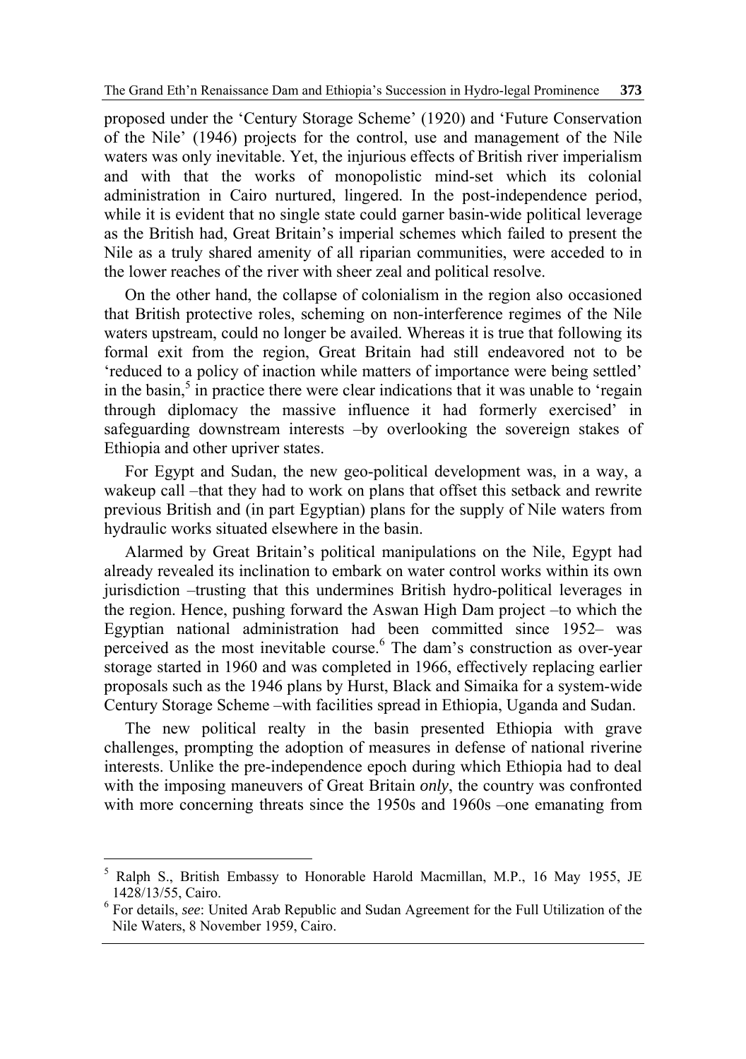proposed under the 'Century Storage Scheme' (1920) and 'Future Conservation of the Nile' (1946) projects for the control, use and management of the Nile waters was only inevitable. Yet, the injurious effects of British river imperialism and with that the works of monopolistic mind-set which its colonial administration in Cairo nurtured, lingered. In the post-independence period, while it is evident that no single state could garner basin-wide political leverage as the British had, Great Britain's imperial schemes which failed to present the Nile as a truly shared amenity of all riparian communities, were acceded to in the lower reaches of the river with sheer zeal and political resolve.

On the other hand, the collapse of colonialism in the region also occasioned that British protective roles, scheming on non-interference regimes of the Nile waters upstream, could no longer be availed. Whereas it is true that following its formal exit from the region, Great Britain had still endeavored not to be 'reduced to a policy of inaction while matters of importance were being settled' in the basin,[5] in practice there were clear indications that it was unable to 'regain through diplomacy the massive influence it had formerly exercised' in safeguarding downstream interests –by overlooking the sovereign stakes of Ethiopia and other upriver states.

For Egypt and Sudan, the new geo-political development was, in a way, a wakeup call –that they had to work on plans that offset this setback and rewrite previous British and (in part Egyptian) plans for the supply of Nile waters from hydraulic works situated elsewhere in the basin.

Alarmed by Great Britain's political manipulations on the Nile, Egypt had already revealed its inclination to embark on water control works within its own jurisdiction –trusting that this undermines British hydro-political leverages in the region. Hence, pushing forward the Aswan High Dam project –to which the Egyptian national administration had been committed since 1952– was perceived as the most inevitable course.[6] The dam's construction as over-year storage started in 1960 and was completed in 1966, effectively replacing earlier proposals such as the 1946 plans by Hurst, Black and Simaika for a system-wide Century Storage Scheme –with facilities spread in Ethiopia, Uganda and Sudan.

The new political realty in the basin presented Ethiopia with grave challenges, prompting the adoption of measures in defense of national riverine interests. Unlike the pre-independence epoch during which Ethiopia had to deal with the imposing maneuvers of Great Britain *only*, the country was confronted with more concerning threats since the 1950s and 1960s –one emanating from

---

[5] Ralph S., British Embassy to Honorable Harold Macmillan, M.P., 16 May 1955, JE 1428/13/55, Cairo.

[6] For details, *see*: United Arab Republic and Sudan Agreement for the Full Utilization of the Nile Waters, 8 November 1959, Cairo.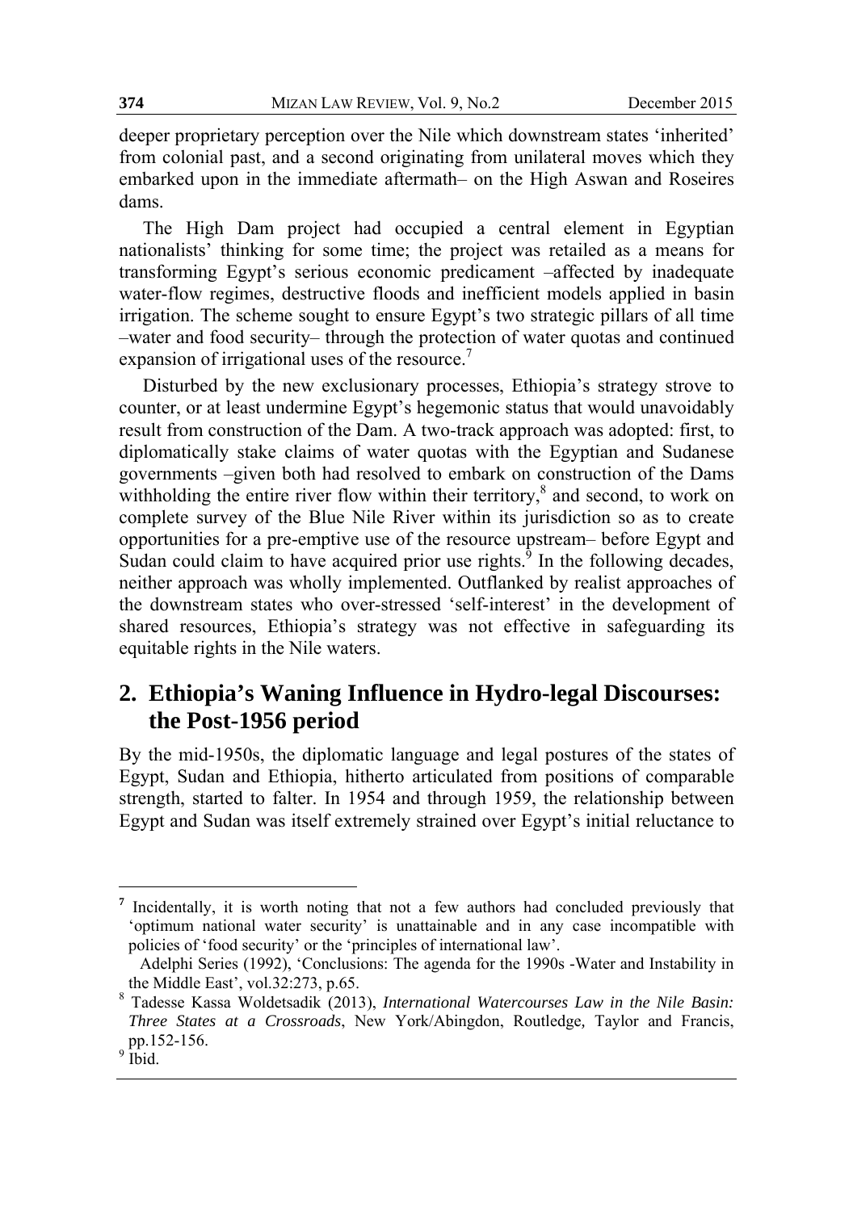deeper proprietary perception over the Nile which downstream states 'inherited' from colonial past, and a second originating from unilateral moves which they embarked upon in the immediate aftermath– on the High Aswan and Roseires dams.

The High Dam project had occupied a central element in Egyptian nationalists' thinking for some time; the project was retailed as a means for transforming Egypt's serious economic predicament –affected by inadequate water-flow regimes, destructive floods and inefficient models applied in basin irrigation. The scheme sought to ensure Egypt's two strategic pillars of all time –water and food security– through the protection of water quotas and continued expansion of irrigational uses of the resource.[7]

Disturbed by the new exclusionary processes, Ethiopia's strategy strove to counter, or at least undermine Egypt's hegemonic status that would unavoidably result from construction of the Dam. A two-track approach was adopted: first, to diplomatically stake claims of water quotas with the Egyptian and Sudanese governments –given both had resolved to embark on construction of the Dams withholding the entire river flow within their territory,[8] and second, to work on complete survey of the Blue Nile River within its jurisdiction so as to create opportunities for a pre-emptive use of the resource upstream– before Egypt and Sudan could claim to have acquired prior use rights.[9] In the following decades, neither approach was wholly implemented. Outflanked by realist approaches of the downstream states who over-stressed 'self-interest' in the development of shared resources, Ethiopia's strategy was not effective in safeguarding its equitable rights in the Nile waters.

## 2. Ethiopia's Waning Influence in Hydro-legal Discourses: the Post-1956 period

By the mid-1950s, the diplomatic language and legal postures of the states of Egypt, Sudan and Ethiopia, hitherto articulated from positions of comparable strength, started to falter. In 1954 and through 1959, the relationship between Egypt and Sudan was itself extremely strained over Egypt's initial reluctance to

---

[7] Incidentally, it is worth noting that not a few authors had concluded previously that 'optimum national water security' is unattainable and in any case incompatible with policies of 'food security' or the 'principles of international law'.

Adelphi Series (1992), 'Conclusions: The agenda for the 1990s -Water and Instability in the Middle East', vol.32:273, p.65.

[8] Tadesse Kassa Woldetsadik (2013), *International Watercourses Law in the Nile Basin: Three States at a Crossroads*, New York/Abingdon, Routledge, Taylor and Francis, pp.152-156.

[9] Ibid.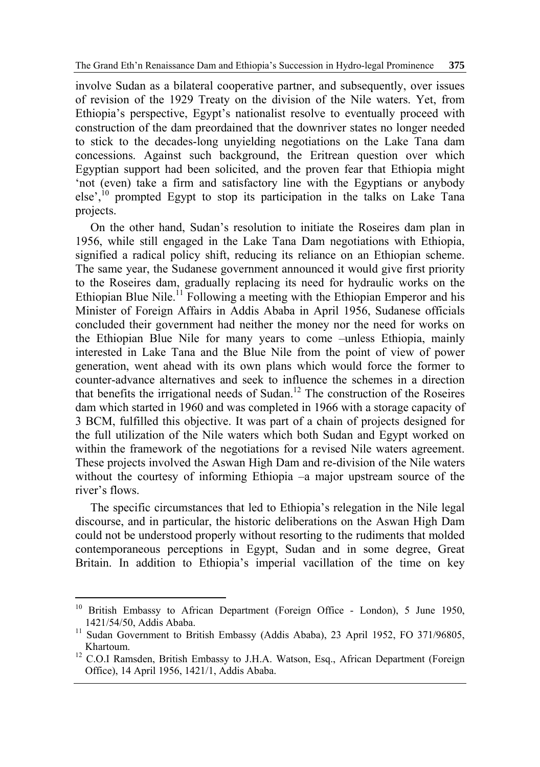involve Sudan as a bilateral cooperative partner, and subsequently, over issues of revision of the 1929 Treaty on the division of the Nile waters. Yet, from Ethiopia's perspective, Egypt's nationalist resolve to eventually proceed with construction of the dam preordained that the downriver states no longer needed to stick to the decades-long unyielding negotiations on the Lake Tana dam concessions. Against such background, the Eritrean question over which Egyptian support had been solicited, and the proven fear that Ethiopia might 'not (even) take a firm and satisfactory line with the Egyptians or anybody else',[10] prompted Egypt to stop its participation in the talks on Lake Tana projects.

On the other hand, Sudan's resolution to initiate the Roseires dam plan in 1956, while still engaged in the Lake Tana Dam negotiations with Ethiopia, signified a radical policy shift, reducing its reliance on an Ethiopian scheme. The same year, the Sudanese government announced it would give first priority to the Roseires dam, gradually replacing its need for hydraulic works on the Ethiopian Blue Nile.[11] Following a meeting with the Ethiopian Emperor and his Minister of Foreign Affairs in Addis Ababa in April 1956, Sudanese officials concluded their government had neither the money nor the need for works on the Ethiopian Blue Nile for many years to come –unless Ethiopia, mainly interested in Lake Tana and the Blue Nile from the point of view of power generation, went ahead with its own plans which would force the former to counter-advance alternatives and seek to influence the schemes in a direction that benefits the irrigational needs of Sudan.[12] The construction of the Roseires dam which started in 1960 and was completed in 1966 with a storage capacity of 3 BCM, fulfilled this objective. It was part of a chain of projects designed for the full utilization of the Nile waters which both Sudan and Egypt worked on within the framework of the negotiations for a revised Nile waters agreement. These projects involved the Aswan High Dam and re-division of the Nile waters without the courtesy of informing Ethiopia –a major upstream source of the river's flows.

The specific circumstances that led to Ethiopia's relegation in the Nile legal discourse, and in particular, the historic deliberations on the Aswan High Dam could not be understood properly without resorting to the rudiments that molded contemporaneous perceptions in Egypt, Sudan and in some degree, Great Britain. In addition to Ethiopia's imperial vacillation of the time on key

---

[10] British Embassy to African Department (Foreign Office - London), 5 June 1950, 1421/54/50, Addis Ababa.

[11] Sudan Government to British Embassy (Addis Ababa), 23 April 1952, FO 371/96805, Khartoum.

[12] C.O.I Ramsden, British Embassy to J.H.A. Watson, Esq., African Department (Foreign Office), 14 April 1956, 1421/1, Addis Ababa.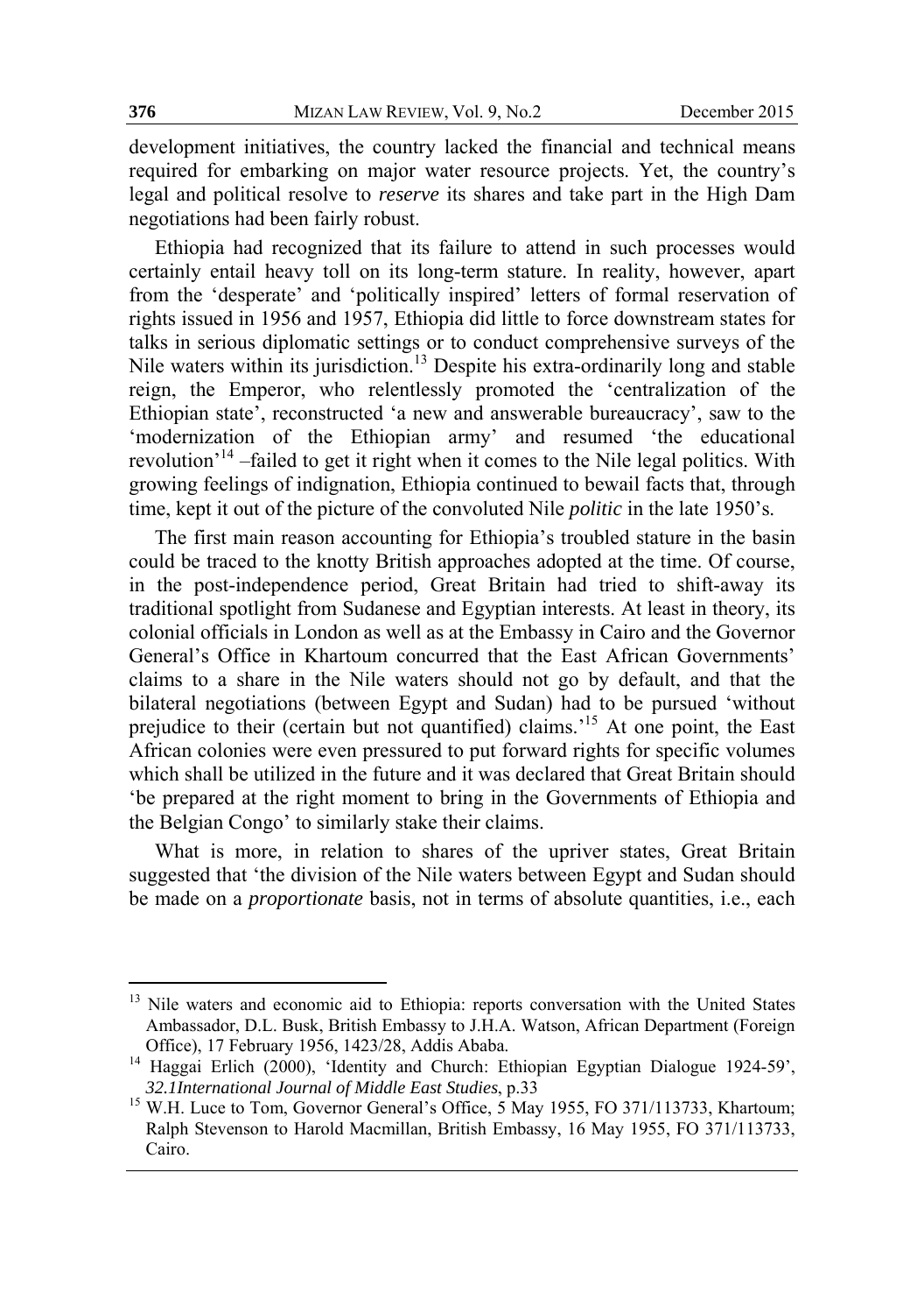development initiatives, the country lacked the financial and technical means required for embarking on major water resource projects. Yet, the country's legal and political resolve to *reserve* its shares and take part in the High Dam negotiations had been fairly robust.

Ethiopia had recognized that its failure to attend in such processes would certainly entail heavy toll on its long-term stature. In reality, however, apart from the 'desperate' and 'politically inspired' letters of formal reservation of rights issued in 1956 and 1957, Ethiopia did little to force downstream states for talks in serious diplomatic settings or to conduct comprehensive surveys of the Nile waters within its jurisdiction.[13] Despite his extra-ordinarily long and stable reign, the Emperor, who relentlessly promoted the 'centralization of the Ethiopian state', reconstructed 'a new and answerable bureaucracy', saw to the 'modernization of the Ethiopian army' and resumed 'the educational revolution'[14] –failed to get it right when it comes to the Nile legal politics. With growing feelings of indignation, Ethiopia continued to bewail facts that, through time, kept it out of the picture of the convoluted Nile *politic* in the late 1950's.

The first main reason accounting for Ethiopia's troubled stature in the basin could be traced to the knotty British approaches adopted at the time. Of course, in the post-independence period, Great Britain had tried to shift-away its traditional spotlight from Sudanese and Egyptian interests. At least in theory, its colonial officials in London as well as at the Embassy in Cairo and the Governor General's Office in Khartoum concurred that the East African Governments' claims to a share in the Nile waters should not go by default, and that the bilateral negotiations (between Egypt and Sudan) had to be pursued 'without prejudice to their (certain but not quantified) claims.'[15] At one point, the East African colonies were even pressured to put forward rights for specific volumes which shall be utilized in the future and it was declared that Great Britain should 'be prepared at the right moment to bring in the Governments of Ethiopia and the Belgian Congo' to similarly stake their claims.

What is more, in relation to shares of the upriver states, Great Britain suggested that 'the division of the Nile waters between Egypt and Sudan should be made on a *proportionate* basis, not in terms of absolute quantities, i.e., each

---

[13] Nile waters and economic aid to Ethiopia: reports conversation with the United States Ambassador, D.L. Busk, British Embassy to J.H.A. Watson, African Department (Foreign Office), 17 February 1956, 1423/28, Addis Ababa.

[14] Haggai Erlich (2000), 'Identity and Church: Ethiopian Egyptian Dialogue 1924-59', *32.1International Journal of Middle East Studies*, p.33

[15] W.H. Luce to Tom, Governor General's Office, 5 May 1955, FO 371/113733, Khartoum; Ralph Stevenson to Harold Macmillan, British Embassy, 16 May 1955, FO 371/113733, Cairo.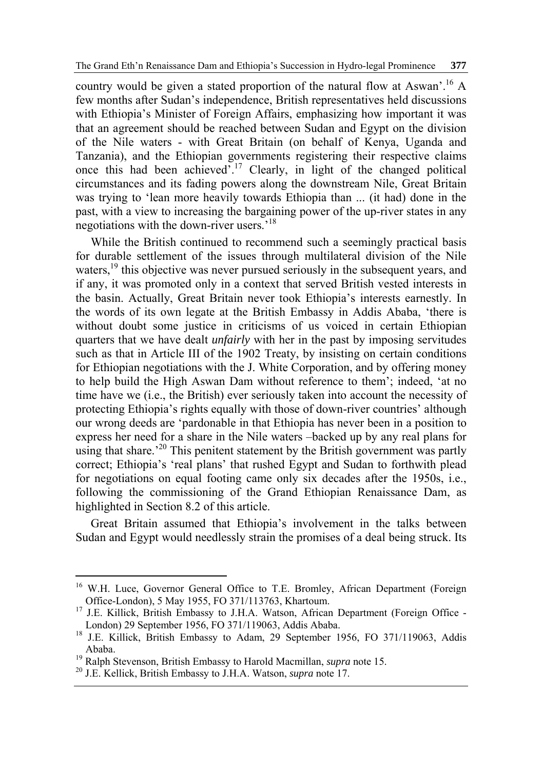country would be given a stated proportion of the natural flow at Aswan'.[16] A few months after Sudan's independence, British representatives held discussions with Ethiopia's Minister of Foreign Affairs, emphasizing how important it was that an agreement should be reached between Sudan and Egypt on the division of the Nile waters - with Great Britain (on behalf of Kenya, Uganda and Tanzania), and the Ethiopian governments registering their respective claims once this had been achieved'.[17] Clearly, in light of the changed political circumstances and its fading powers along the downstream Nile, Great Britain was trying to 'lean more heavily towards Ethiopia than ... (it had) done in the past, with a view to increasing the bargaining power of the up-river states in any negotiations with the down-river users.'[18]

While the British continued to recommend such a seemingly practical basis for durable settlement of the issues through multilateral division of the Nile waters,[19] this objective was never pursued seriously in the subsequent years, and if any, it was promoted only in a context that served British vested interests in the basin. Actually, Great Britain never took Ethiopia's interests earnestly. In the words of its own legate at the British Embassy in Addis Ababa, 'there is without doubt some justice in criticisms of us voiced in certain Ethiopian quarters that we have dealt *unfairly* with her in the past by imposing servitudes such as that in Article III of the 1902 Treaty, by insisting on certain conditions for Ethiopian negotiations with the J. White Corporation, and by offering money to help build the High Aswan Dam without reference to them'; indeed, 'at no time have we (i.e., the British) ever seriously taken into account the necessity of protecting Ethiopia's rights equally with those of down-river countries' although our wrong deeds are 'pardonable in that Ethiopia has never been in a position to express her need for a share in the Nile waters –backed up by any real plans for using that share.'[20] This penitent statement by the British government was partly correct; Ethiopia's 'real plans' that rushed Egypt and Sudan to forthwith plead for negotiations on equal footing came only six decades after the 1950s, i.e., following the commissioning of the Grand Ethiopian Renaissance Dam, as highlighted in Section 8.2 of this article.

Great Britain assumed that Ethiopia's involvement in the talks between Sudan and Egypt would needlessly strain the promises of a deal being struck. Its

---

[16] W.H. Luce, Governor General Office to T.E. Bromley, African Department (Foreign Office-London), 5 May 1955, FO 371/113763, Khartoum.

[17] J.E. Killick, British Embassy to J.H.A. Watson, African Department (Foreign Office - London) 29 September 1956, FO 371/119063, Addis Ababa.

[18] J.E. Killick, British Embassy to Adam, 29 September 1956, FO 371/119063, Addis Ababa.

[19] Ralph Stevenson, British Embassy to Harold Macmillan, *supra* note 15.

[20] J.E. Kellick, British Embassy to J.H.A. Watson, *supra* note 17.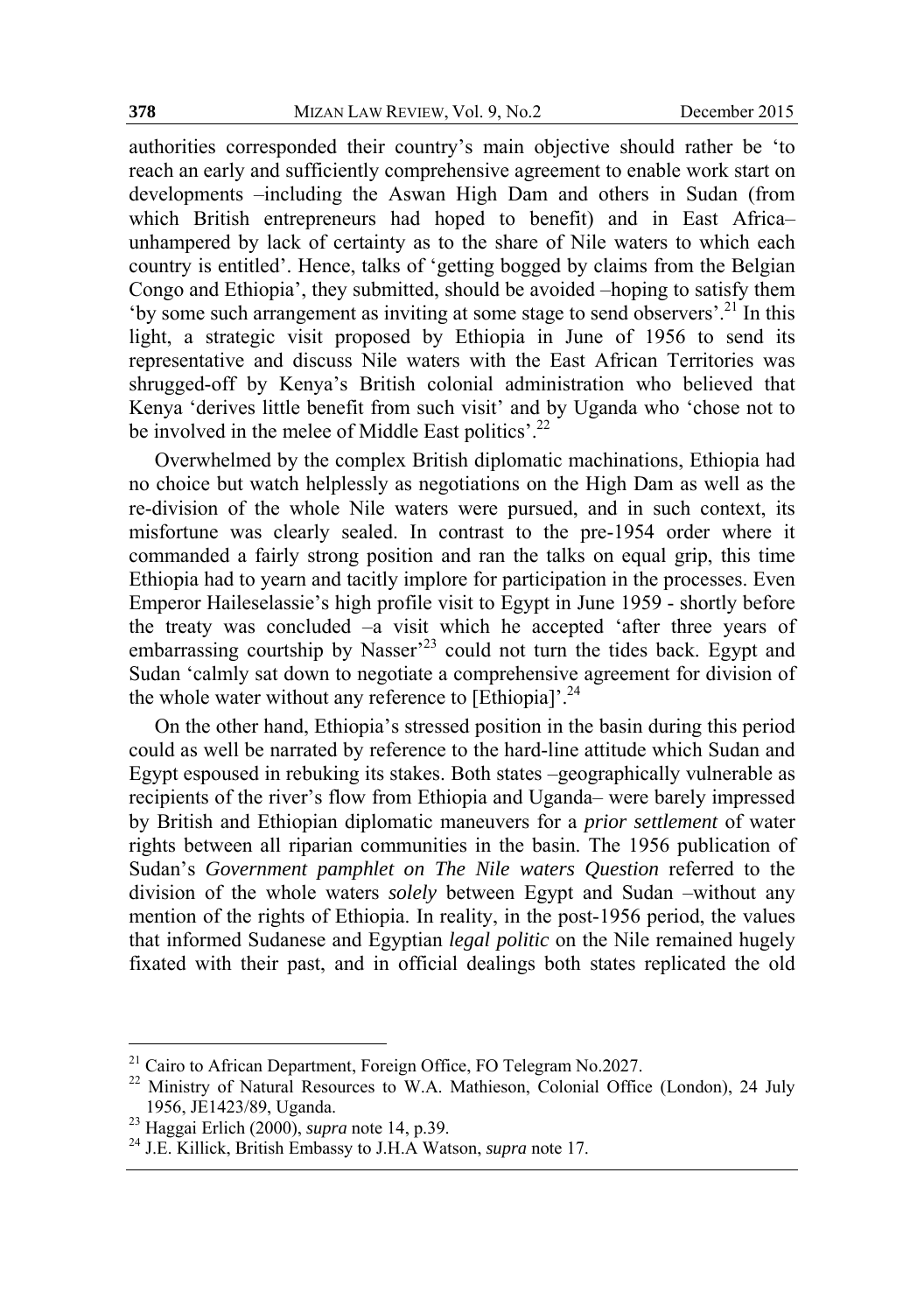authorities corresponded their country's main objective should rather be 'to reach an early and sufficiently comprehensive agreement to enable work start on developments –including the Aswan High Dam and others in Sudan (from which British entrepreneurs had hoped to benefit) and in East Africa– unhampered by lack of certainty as to the share of Nile waters to which each country is entitled'. Hence, talks of 'getting bogged by claims from the Belgian Congo and Ethiopia', they submitted, should be avoided –hoping to satisfy them 'by some such arrangement as inviting at some stage to send observers'.[21] In this light, a strategic visit proposed by Ethiopia in June of 1956 to send its representative and discuss Nile waters with the East African Territories was shrugged-off by Kenya's British colonial administration who believed that Kenya 'derives little benefit from such visit' and by Uganda who 'chose not to be involved in the melee of Middle East politics'.[22]

Overwhelmed by the complex British diplomatic machinations, Ethiopia had no choice but watch helplessly as negotiations on the High Dam as well as the re-division of the whole Nile waters were pursued, and in such context, its misfortune was clearly sealed. In contrast to the pre-1954 order where it commanded a fairly strong position and ran the talks on equal grip, this time Ethiopia had to yearn and tacitly implore for participation in the processes. Even Emperor Haileselassie's high profile visit to Egypt in June 1959 - shortly before the treaty was concluded –a visit which he accepted 'after three years of embarrassing courtship by Nasser'[23] could not turn the tides back. Egypt and Sudan 'calmly sat down to negotiate a comprehensive agreement for division of the whole water without any reference to [Ethiopia]'.[24]

On the other hand, Ethiopia's stressed position in the basin during this period could as well be narrated by reference to the hard-line attitude which Sudan and Egypt espoused in rebuking its stakes. Both states –geographically vulnerable as recipients of the river's flow from Ethiopia and Uganda– were barely impressed by British and Ethiopian diplomatic maneuvers for a *prior settlement* of water rights between all riparian communities in the basin. The 1956 publication of Sudan's *Government pamphlet on The Nile waters Question* referred to the division of the whole waters *solely* between Egypt and Sudan –without any mention of the rights of Ethiopia. In reality, in the post-1956 period, the values that informed Sudanese and Egyptian *legal politic* on the Nile remained hugely fixated with their past, and in official dealings both states replicated the old

---

[21] Cairo to African Department, Foreign Office, FO Telegram No.2027.

[22] Ministry of Natural Resources to W.A. Mathieson, Colonial Office (London), 24 July 1956, JE1423/89, Uganda.

[23] Haggai Erlich (2000), *supra* note 14, p.39.

[24] J.E. Killick, British Embassy to J.H.A Watson, *supra* note 17.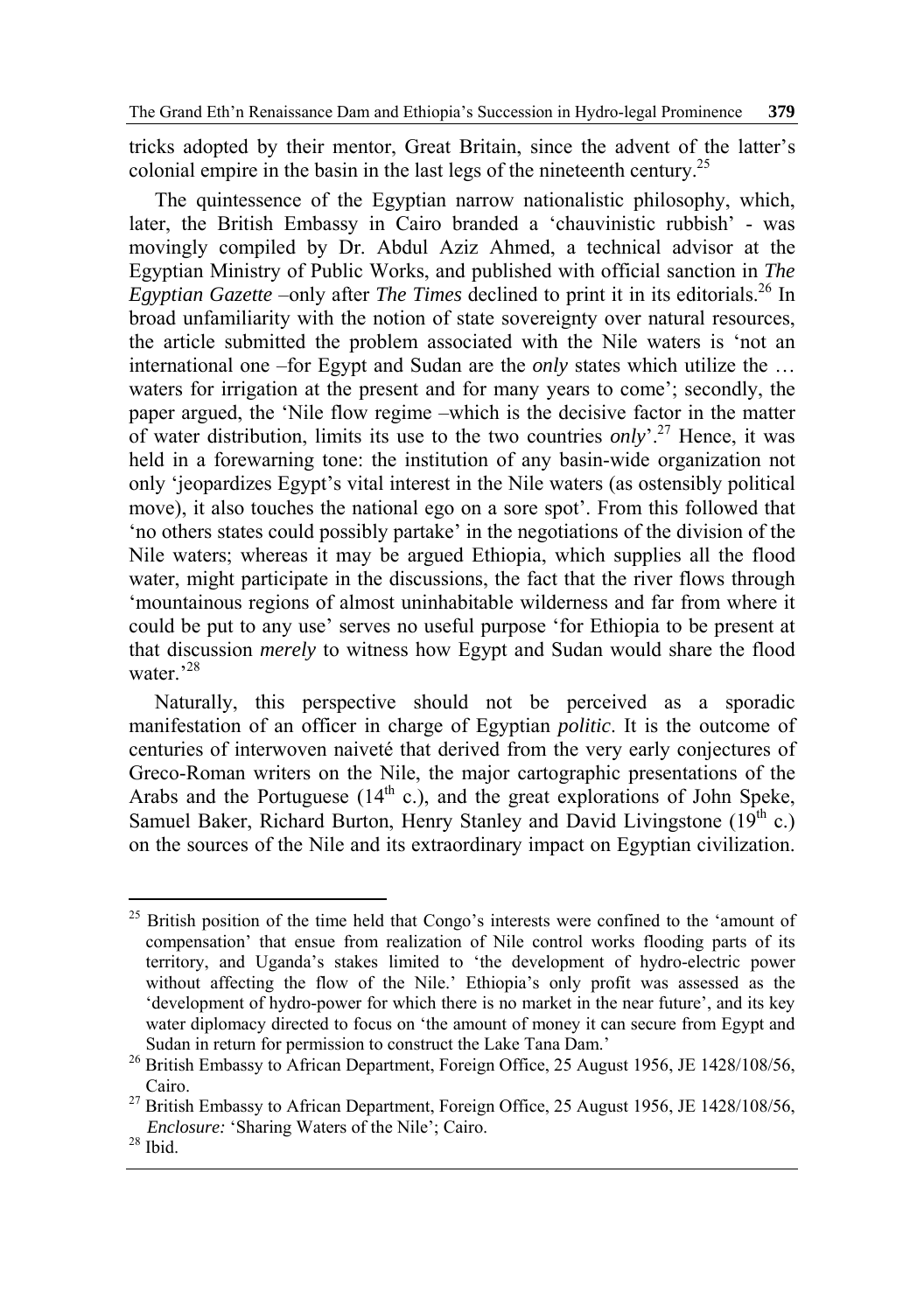tricks adopted by their mentor, Great Britain, since the advent of the latter's colonial empire in the basin in the last legs of the nineteenth century.[25]

The quintessence of the Egyptian narrow nationalistic philosophy, which, later, the British Embassy in Cairo branded a 'chauvinistic rubbish' - was movingly compiled by Dr. Abdul Aziz Ahmed, a technical advisor at the Egyptian Ministry of Public Works, and published with official sanction in *The Egyptian Gazette* –only after *The Times* declined to print it in its editorials.[26] In broad unfamiliarity with the notion of state sovereignty over natural resources, the article submitted the problem associated with the Nile waters is 'not an international one –for Egypt and Sudan are the *only* states which utilize the … waters for irrigation at the present and for many years to come'; secondly, the paper argued, the 'Nile flow regime –which is the decisive factor in the matter of water distribution, limits its use to the two countries *only*'.[27] Hence, it was held in a forewarning tone: the institution of any basin-wide organization not only 'jeopardizes Egypt's vital interest in the Nile waters (as ostensibly political move), it also touches the national ego on a sore spot'. From this followed that 'no others states could possibly partake' in the negotiations of the division of the Nile waters; whereas it may be argued Ethiopia, which supplies all the flood water, might participate in the discussions, the fact that the river flows through 'mountainous regions of almost uninhabitable wilderness and far from where it could be put to any use' serves no useful purpose 'for Ethiopia to be present at that discussion *merely* to witness how Egypt and Sudan would share the flood water.'[28]

Naturally, this perspective should not be perceived as a sporadic manifestation of an officer in charge of Egyptian *politic*. It is the outcome of centuries of interwoven naiveté that derived from the very early conjectures of Greco-Roman writers on the Nile, the major cartographic presentations of the Arabs and the Portuguese (14th c.), and the great explorations of John Speke, Samuel Baker, Richard Burton, Henry Stanley and David Livingstone (19th c.) on the sources of the Nile and its extraordinary impact on Egyptian civilization.

---

[25] British position of the time held that Congo's interests were confined to the 'amount of compensation' that ensue from realization of Nile control works flooding parts of its territory, and Uganda's stakes limited to 'the development of hydro-electric power without affecting the flow of the Nile.' Ethiopia's only profit was assessed as the 'development of hydro-power for which there is no market in the near future', and its key water diplomacy directed to focus on 'the amount of money it can secure from Egypt and Sudan in return for permission to construct the Lake Tana Dam.'

[26] British Embassy to African Department, Foreign Office, 25 August 1956, JE 1428/108/56, Cairo.

[27] British Embassy to African Department, Foreign Office, 25 August 1956, JE 1428/108/56, *Enclosure:* 'Sharing Waters of the Nile'; Cairo.

[28] Ibid.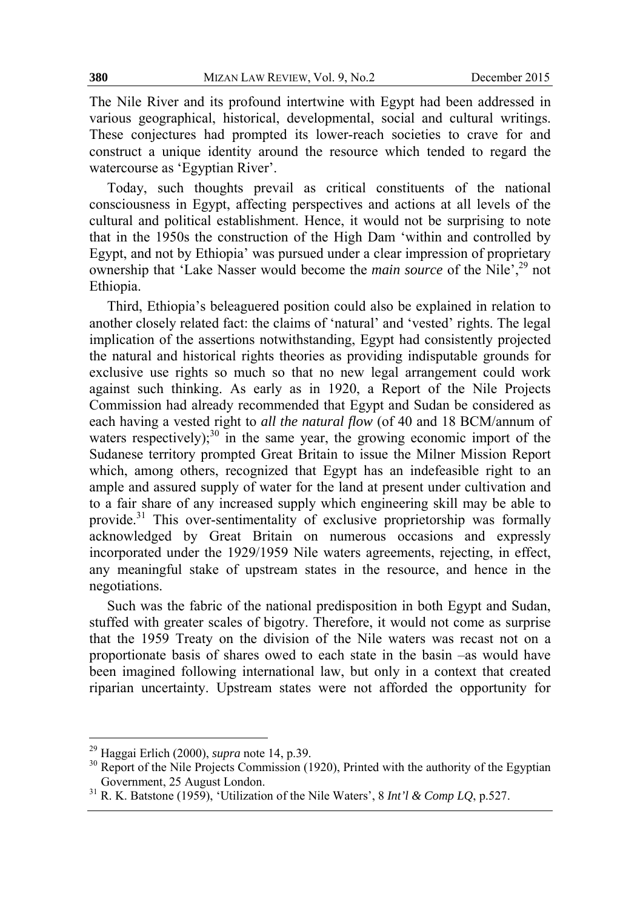The Nile River and its profound intertwine with Egypt had been addressed in various geographical, historical, developmental, social and cultural writings. These conjectures had prompted its lower-reach societies to crave for and construct a unique identity around the resource which tended to regard the watercourse as 'Egyptian River'.

Today, such thoughts prevail as critical constituents of the national consciousness in Egypt, affecting perspectives and actions at all levels of the cultural and political establishment. Hence, it would not be surprising to note that in the 1950s the construction of the High Dam 'within and controlled by Egypt, and not by Ethiopia' was pursued under a clear impression of proprietary ownership that 'Lake Nasser would become the *main source* of the Nile',[29] not Ethiopia.

Third, Ethiopia's beleaguered position could also be explained in relation to another closely related fact: the claims of 'natural' and 'vested' rights. The legal implication of the assertions notwithstanding, Egypt had consistently projected the natural and historical rights theories as providing indisputable grounds for exclusive use rights so much so that no new legal arrangement could work against such thinking. As early as in 1920, a Report of the Nile Projects Commission had already recommended that Egypt and Sudan be considered as each having a vested right to *all the natural flow* (of 40 and 18 BCM/annum of waters respectively);[30] in the same year, the growing economic import of the Sudanese territory prompted Great Britain to issue the Milner Mission Report which, among others, recognized that Egypt has an indefeasible right to an ample and assured supply of water for the land at present under cultivation and to a fair share of any increased supply which engineering skill may be able to provide.[31] This over-sentimentality of exclusive proprietorship was formally acknowledged by Great Britain on numerous occasions and expressly incorporated under the 1929/1959 Nile waters agreements, rejecting, in effect, any meaningful stake of upstream states in the resource, and hence in the negotiations.

Such was the fabric of the national predisposition in both Egypt and Sudan, stuffed with greater scales of bigotry. Therefore, it would not come as surprise that the 1959 Treaty on the division of the Nile waters was recast not on a proportionate basis of shares owed to each state in the basin –as would have been imagined following international law, but only in a context that created riparian uncertainty. Upstream states were not afforded the opportunity for

---

[29] Haggai Erlich (2000), *supra* note 14, p.39.

[30] Report of the Nile Projects Commission (1920), Printed with the authority of the Egyptian Government, 25 August London.

[31] R. K. Batstone (1959), 'Utilization of the Nile Waters', 8 *Int'l & Comp LQ*, p.527.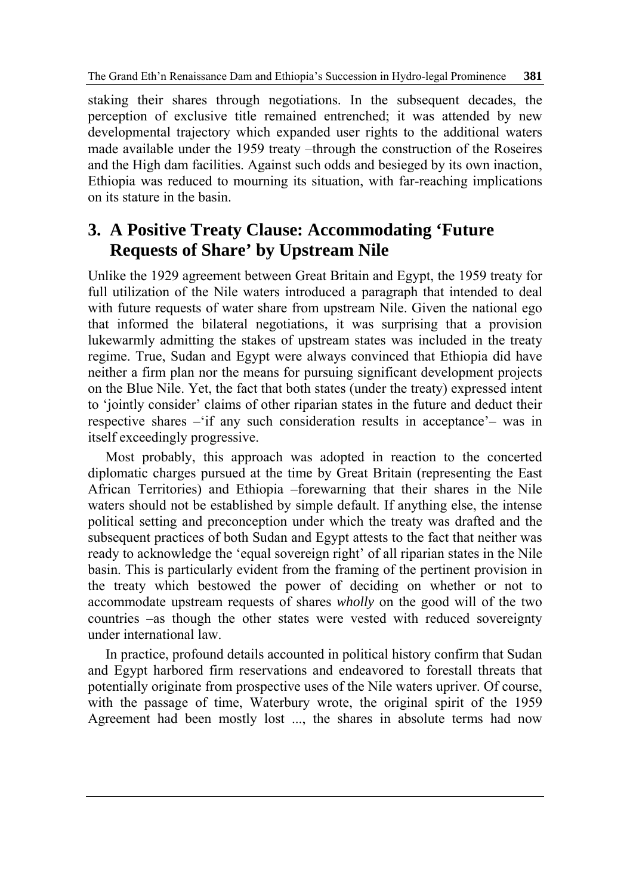staking their shares through negotiations. In the subsequent decades, the perception of exclusive title remained entrenched; it was attended by new developmental trajectory which expanded user rights to the additional waters made available under the 1959 treaty –through the construction of the Roseires and the High dam facilities. Against such odds and besieged by its own inaction, Ethiopia was reduced to mourning its situation, with far-reaching implications on its stature in the basin.

## 3. A Positive Treaty Clause: Accommodating 'Future Requests of Share' by Upstream Nile

Unlike the 1929 agreement between Great Britain and Egypt, the 1959 treaty for full utilization of the Nile waters introduced a paragraph that intended to deal with future requests of water share from upstream Nile. Given the national ego that informed the bilateral negotiations, it was surprising that a provision lukewarmly admitting the stakes of upstream states was included in the treaty regime. True, Sudan and Egypt were always convinced that Ethiopia did have neither a firm plan nor the means for pursuing significant development projects on the Blue Nile. Yet, the fact that both states (under the treaty) expressed intent to 'jointly consider' claims of other riparian states in the future and deduct their respective shares –'if any such consideration results in acceptance'– was in itself exceedingly progressive.

Most probably, this approach was adopted in reaction to the concerted diplomatic charges pursued at the time by Great Britain (representing the East African Territories) and Ethiopia –forewarning that their shares in the Nile waters should not be established by simple default. If anything else, the intense political setting and preconception under which the treaty was drafted and the subsequent practices of both Sudan and Egypt attests to the fact that neither was ready to acknowledge the 'equal sovereign right' of all riparian states in the Nile basin. This is particularly evident from the framing of the pertinent provision in the treaty which bestowed the power of deciding on whether or not to accommodate upstream requests of shares *wholly* on the good will of the two countries –as though the other states were vested with reduced sovereignty under international law.

In practice, profound details accounted in political history confirm that Sudan and Egypt harbored firm reservations and endeavored to forestall threats that potentially originate from prospective uses of the Nile waters upriver. Of course, with the passage of time, Waterbury wrote, the original spirit of the 1959 Agreement had been mostly lost ..., the shares in absolute terms had now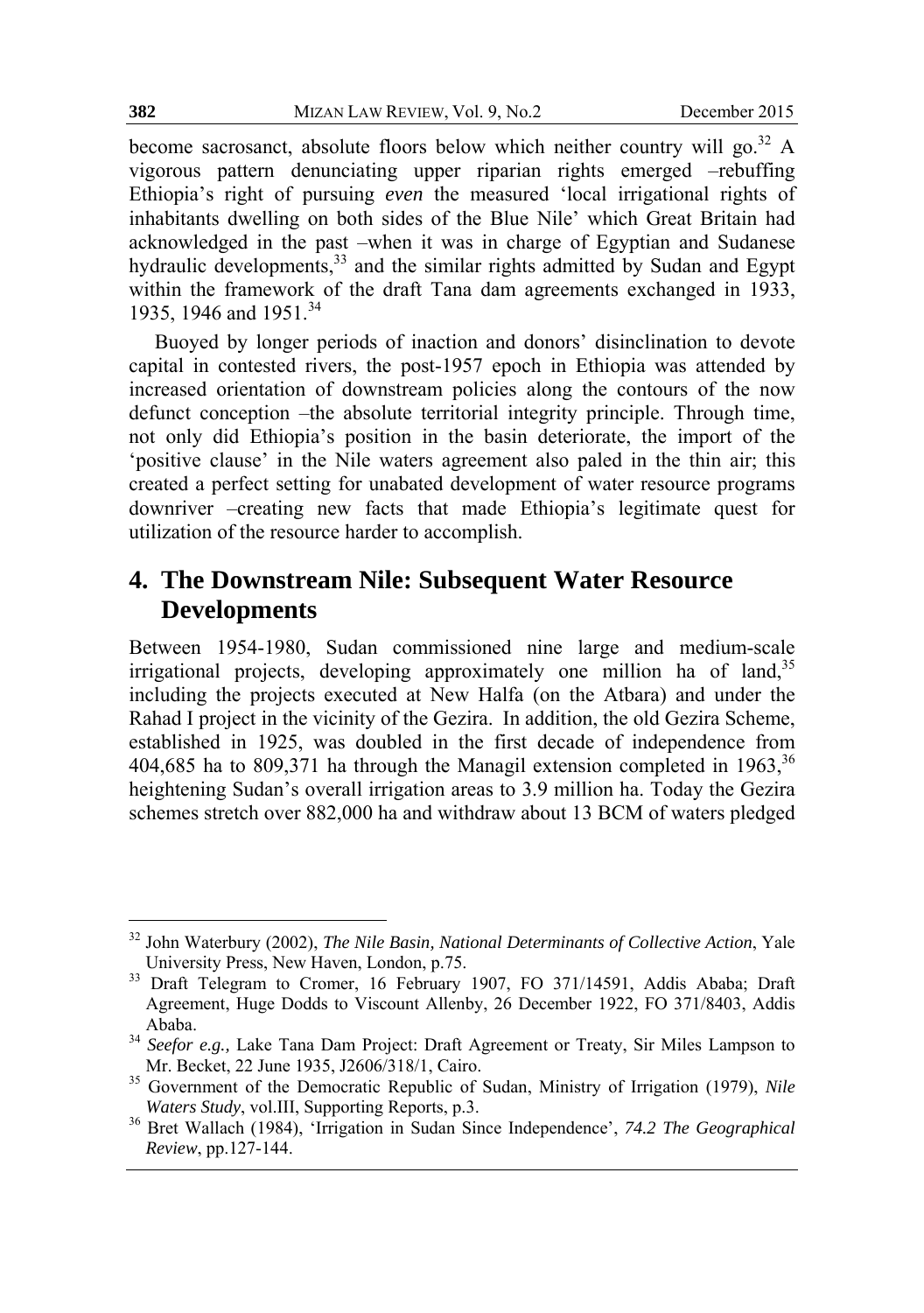become sacrosanct, absolute floors below which neither country will go.[32] A vigorous pattern denunciating upper riparian rights emerged –rebuffing Ethiopia's right of pursuing *even* the measured 'local irrigational rights of inhabitants dwelling on both sides of the Blue Nile' which Great Britain had acknowledged in the past –when it was in charge of Egyptian and Sudanese hydraulic developments,[33] and the similar rights admitted by Sudan and Egypt within the framework of the draft Tana dam agreements exchanged in 1933, 1935, 1946 and 1951.[34]

Buoyed by longer periods of inaction and donors' disinclination to devote capital in contested rivers, the post-1957 epoch in Ethiopia was attended by increased orientation of downstream policies along the contours of the now defunct conception –the absolute territorial integrity principle. Through time, not only did Ethiopia's position in the basin deteriorate, the import of the 'positive clause' in the Nile waters agreement also paled in the thin air; this created a perfect setting for unabated development of water resource programs downriver –creating new facts that made Ethiopia's legitimate quest for utilization of the resource harder to accomplish.

## 4. The Downstream Nile: Subsequent Water Resource Developments

Between 1954-1980, Sudan commissioned nine large and medium-scale irrigational projects, developing approximately one million ha of land,[35] including the projects executed at New Halfa (on the Atbara) and under the Rahad I project in the vicinity of the Gezira. In addition, the old Gezira Scheme, established in 1925, was doubled in the first decade of independence from 404,685 ha to 809,371 ha through the Managil extension completed in 1963,[36] heightening Sudan's overall irrigation areas to 3.9 million ha. Today the Gezira schemes stretch over 882,000 ha and withdraw about 13 BCM of waters pledged

---

[32] John Waterbury (2002), *The Nile Basin, National Determinants of Collective Action*, Yale University Press, New Haven, London, p.75.

[33] Draft Telegram to Cromer, 16 February 1907, FO 371/14591, Addis Ababa; Draft Agreement, Huge Dodds to Viscount Allenby, 26 December 1922, FO 371/8403, Addis Ababa.

[34] *Seefor e.g.,* Lake Tana Dam Project: Draft Agreement or Treaty, Sir Miles Lampson to Mr. Becket, 22 June 1935, J2606/318/1, Cairo.

[35] Government of the Democratic Republic of Sudan, Ministry of Irrigation (1979), *Nile Waters Study*, vol.III, Supporting Reports, p.3.

[36] Bret Wallach (1984), 'Irrigation in Sudan Since Independence', *74.2 The Geographical Review*, pp.127-144.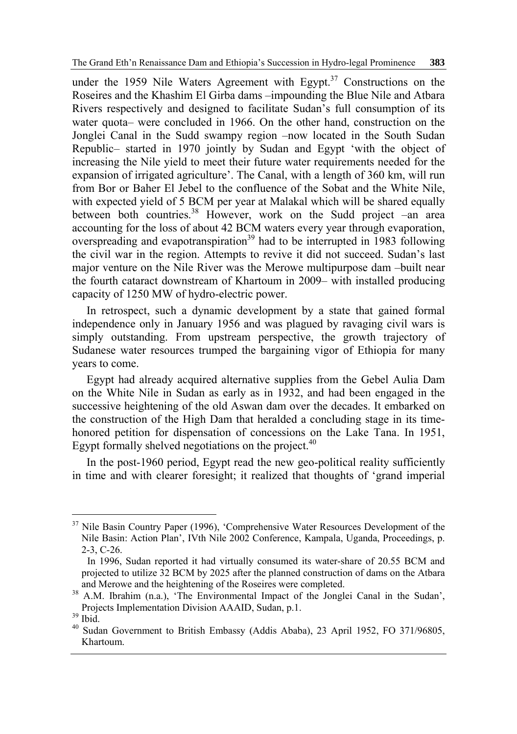under the 1959 Nile Waters Agreement with Egypt.[37] Constructions on the Roseires and the Khashim El Girba dams –impounding the Blue Nile and Atbara Rivers respectively and designed to facilitate Sudan's full consumption of its water quota– were concluded in 1966. On the other hand, construction on the Jonglei Canal in the Sudd swampy region –now located in the South Sudan Republic– started in 1970 jointly by Sudan and Egypt 'with the object of increasing the Nile yield to meet their future water requirements needed for the expansion of irrigated agriculture'. The Canal, with a length of 360 km, will run from Bor or Baher El Jebel to the confluence of the Sobat and the White Nile, with expected yield of 5 BCM per year at Malakal which will be shared equally between both countries.[38] However, work on the Sudd project –an area accounting for the loss of about 42 BCM waters every year through evaporation, overspreading and evapotranspiration[39] had to be interrupted in 1983 following the civil war in the region. Attempts to revive it did not succeed. Sudan's last major venture on the Nile River was the Merowe multipurpose dam –built near the fourth cataract downstream of Khartoum in 2009– with installed producing capacity of 1250 MW of hydro-electric power.

In retrospect, such a dynamic development by a state that gained formal independence only in January 1956 and was plagued by ravaging civil wars is simply outstanding. From upstream perspective, the growth trajectory of Sudanese water resources trumped the bargaining vigor of Ethiopia for many years to come.

Egypt had already acquired alternative supplies from the Gebel Aulia Dam on the White Nile in Sudan as early as in 1932, and had been engaged in the successive heightening of the old Aswan dam over the decades. It embarked on the construction of the High Dam that heralded a concluding stage in its time-honored petition for dispensation of concessions on the Lake Tana. In 1951, Egypt formally shelved negotiations on the project.[40]

In the post-1960 period, Egypt read the new geo-political reality sufficiently in time and with clearer foresight; it realized that thoughts of 'grand imperial

---

[37] Nile Basin Country Paper (1996), 'Comprehensive Water Resources Development of the Nile Basin: Action Plan', IVth Nile 2002 Conference, Kampala, Uganda, Proceedings, p. 2-3, C-26.

In 1996, Sudan reported it had virtually consumed its water-share of 20.55 BCM and projected to utilize 32 BCM by 2025 after the planned construction of dams on the Atbara and Merowe and the heightening of the Roseires were completed.

[38] A.M. Ibrahim (n.a.), 'The Environmental Impact of the Jonglei Canal in the Sudan', Projects Implementation Division AAAID, Sudan, p.1.

[39] Ibid.

[40] Sudan Government to British Embassy (Addis Ababa), 23 April 1952, FO 371/96805, Khartoum.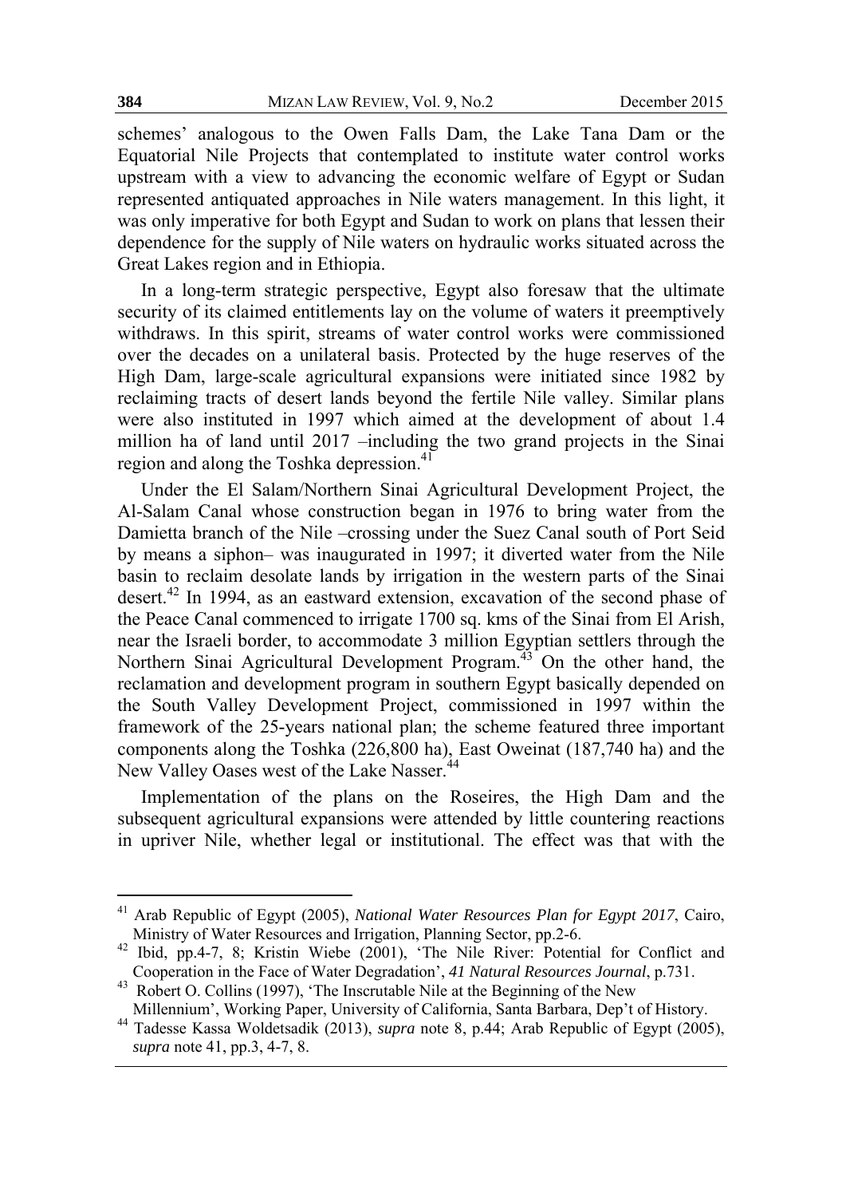schemes' analogous to the Owen Falls Dam, the Lake Tana Dam or the Equatorial Nile Projects that contemplated to institute water control works upstream with a view to advancing the economic welfare of Egypt or Sudan represented antiquated approaches in Nile waters management. In this light, it was only imperative for both Egypt and Sudan to work on plans that lessen their dependence for the supply of Nile waters on hydraulic works situated across the Great Lakes region and in Ethiopia.

In a long-term strategic perspective, Egypt also foresaw that the ultimate security of its claimed entitlements lay on the volume of waters it preemptively withdraws. In this spirit, streams of water control works were commissioned over the decades on a unilateral basis. Protected by the huge reserves of the High Dam, large-scale agricultural expansions were initiated since 1982 by reclaiming tracts of desert lands beyond the fertile Nile valley. Similar plans were also instituted in 1997 which aimed at the development of about 1.4 million ha of land until 2017 –including the two grand projects in the Sinai region and along the Toshka depression.[41]

Under the El Salam/Northern Sinai Agricultural Development Project, the Al-Salam Canal whose construction began in 1976 to bring water from the Damietta branch of the Nile –crossing under the Suez Canal south of Port Seid by means a siphon– was inaugurated in 1997; it diverted water from the Nile basin to reclaim desolate lands by irrigation in the western parts of the Sinai desert.[42] In 1994, as an eastward extension, excavation of the second phase of the Peace Canal commenced to irrigate 1700 sq. kms of the Sinai from El Arish, near the Israeli border, to accommodate 3 million Egyptian settlers through the Northern Sinai Agricultural Development Program.[43] On the other hand, the reclamation and development program in southern Egypt basically depended on the South Valley Development Project, commissioned in 1997 within the framework of the 25-years national plan; the scheme featured three important components along the Toshka (226,800 ha), East Oweinat (187,740 ha) and the New Valley Oases west of the Lake Nasser.[44]

Implementation of the plans on the Roseires, the High Dam and the subsequent agricultural expansions were attended by little countering reactions in upriver Nile, whether legal or institutional. The effect was that with the

---

[41] Arab Republic of Egypt (2005), *National Water Resources Plan for Egypt 2017*, Cairo, Ministry of Water Resources and Irrigation, Planning Sector, pp.2-6.

[42] Ibid, pp.4-7, 8; Kristin Wiebe (2001), 'The Nile River: Potential for Conflict and Cooperation in the Face of Water Degradation', *41 Natural Resources Journal*, p.731.

[43] Robert O. Collins (1997), 'The Inscrutable Nile at the Beginning of the New Millennium', Working Paper, University of California, Santa Barbara, Dep't of History.

[44] Tadesse Kassa Woldetsadik (2013), *supra* note 8, p.44; Arab Republic of Egypt (2005), *supra* note 41, pp.3, 4-7, 8.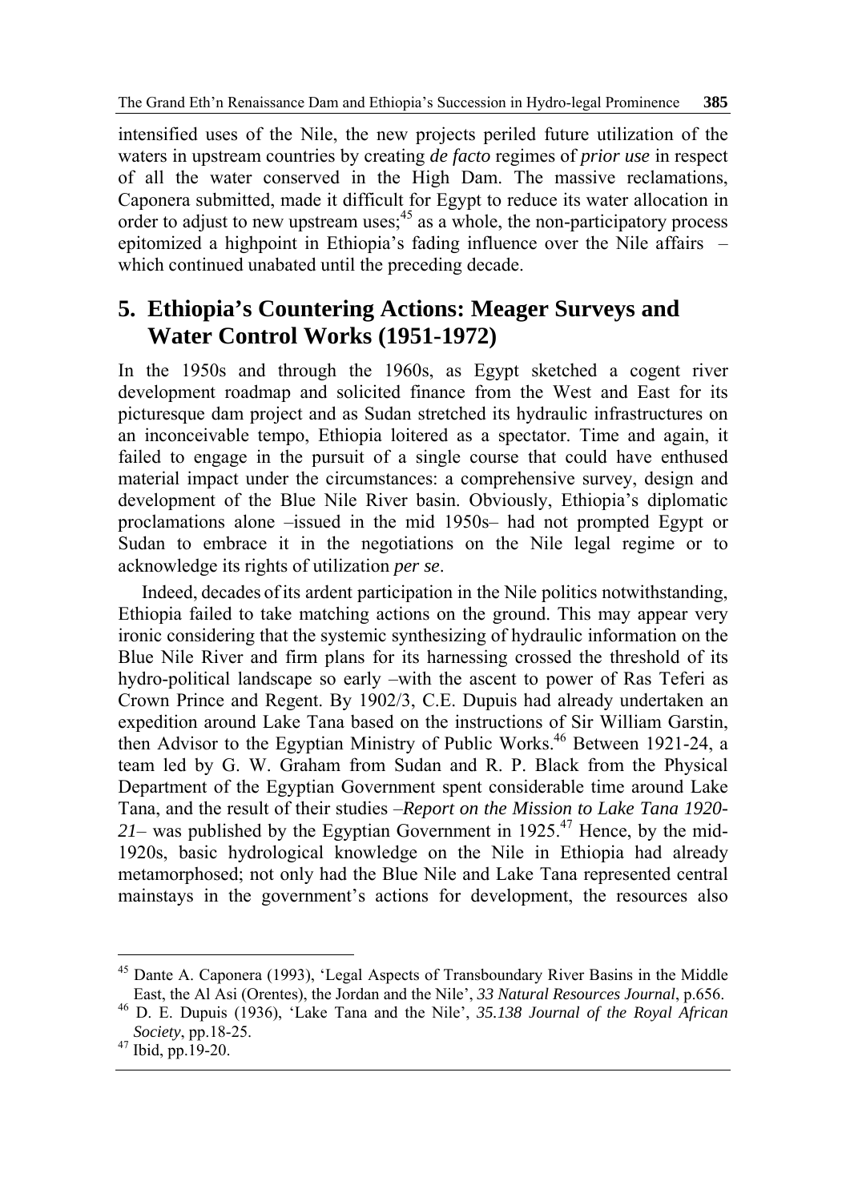intensified uses of the Nile, the new projects periled future utilization of the waters in upstream countries by creating *de facto* regimes of *prior use* in respect of all the water conserved in the High Dam. The massive reclamations, Caponera submitted, made it difficult for Egypt to reduce its water allocation in order to adjust to new upstream uses;[45] as a whole, the non-participatory process epitomized a highpoint in Ethiopia's fading influence over the Nile affairs – which continued unabated until the preceding decade.

## 5. Ethiopia's Countering Actions: Meager Surveys and Water Control Works (1951-1972)

In the 1950s and through the 1960s, as Egypt sketched a cogent river development roadmap and solicited finance from the West and East for its picturesque dam project and as Sudan stretched its hydraulic infrastructures on an inconceivable tempo, Ethiopia loitered as a spectator. Time and again, it failed to engage in the pursuit of a single course that could have enthused material impact under the circumstances: a comprehensive survey, design and development of the Blue Nile River basin. Obviously, Ethiopia's diplomatic proclamations alone –issued in the mid 1950s– had not prompted Egypt or Sudan to embrace it in the negotiations on the Nile legal regime or to acknowledge its rights of utilization *per se*.

Indeed, decades of its ardent participation in the Nile politics notwithstanding, Ethiopia failed to take matching actions on the ground. This may appear very ironic considering that the systemic synthesizing of hydraulic information on the Blue Nile River and firm plans for its harnessing crossed the threshold of its hydro-political landscape so early –with the ascent to power of Ras Teferi as Crown Prince and Regent. By 1902/3, C.E. Dupuis had already undertaken an expedition around Lake Tana based on the instructions of Sir William Garstin, then Advisor to the Egyptian Ministry of Public Works.[46] Between 1921-24, a team led by G. W. Graham from Sudan and R. P. Black from the Physical Department of the Egyptian Government spent considerable time around Lake Tana, and the result of their studies –*Report on the Mission to Lake Tana 1920-21*– was published by the Egyptian Government in 1925.[47] Hence, by the mid-1920s, basic hydrological knowledge on the Nile in Ethiopia had already metamorphosed; not only had the Blue Nile and Lake Tana represented central mainstays in the government's actions for development, the resources also

---

[45] Dante A. Caponera (1993), 'Legal Aspects of Transboundary River Basins in the Middle East, the Al Asi (Orentes), the Jordan and the Nile', *33 Natural Resources Journal*, p.656.

[46] D. E. Dupuis (1936), 'Lake Tana and the Nile', *35.138 Journal of the Royal African Society*, pp.18-25.

[47] Ibid, pp.19-20.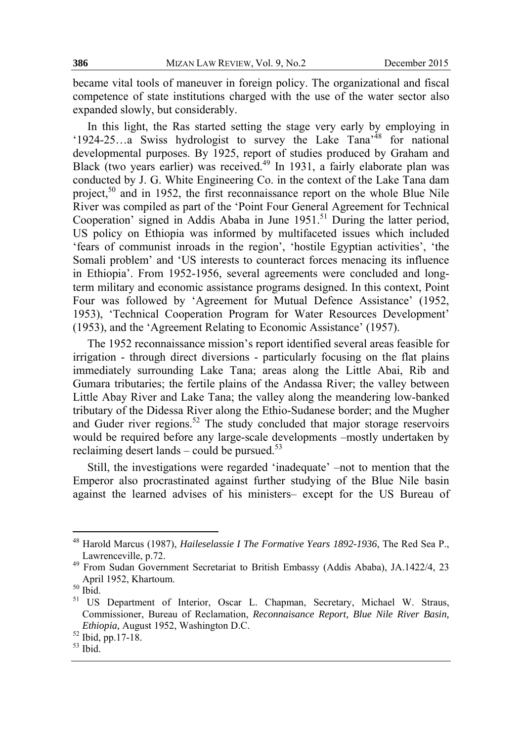became vital tools of maneuver in foreign policy. The organizational and fiscal competence of state institutions charged with the use of the water sector also expanded slowly, but considerably.

In this light, the Ras started setting the stage very early by employing in '1924-25…a Swiss hydrologist to survey the Lake Tana'[48] for national developmental purposes. By 1925, report of studies produced by Graham and Black (two years earlier) was received.[49] In 1931, a fairly elaborate plan was conducted by J. G. White Engineering Co. in the context of the Lake Tana dam project,[50] and in 1952, the first reconnaissance report on the whole Blue Nile River was compiled as part of the 'Point Four General Agreement for Technical Cooperation' signed in Addis Ababa in June 1951.[51] During the latter period, US policy on Ethiopia was informed by multifaceted issues which included 'fears of communist inroads in the region', 'hostile Egyptian activities', 'the Somali problem' and 'US interests to counteract forces menacing its influence in Ethiopia'. From 1952-1956, several agreements were concluded and long-term military and economic assistance programs designed. In this context, Point Four was followed by 'Agreement for Mutual Defence Assistance' (1952, 1953), 'Technical Cooperation Program for Water Resources Development' (1953), and the 'Agreement Relating to Economic Assistance' (1957).

The 1952 reconnaissance mission's report identified several areas feasible for irrigation - through direct diversions - particularly focusing on the flat plains immediately surrounding Lake Tana; areas along the Little Abai, Rib and Gumara tributaries; the fertile plains of the Andassa River; the valley between Little Abay River and Lake Tana; the valley along the meandering low-banked tributary of the Didessa River along the Ethio-Sudanese border; and the Mugher and Guder river regions.[52] The study concluded that major storage reservoirs would be required before any large-scale developments –mostly undertaken by reclaiming desert lands – could be pursued.[53]

Still, the investigations were regarded 'inadequate' –not to mention that the Emperor also procrastinated against further studying of the Blue Nile basin against the learned advises of his ministers– except for the US Bureau of

---

[48] Harold Marcus (1987), *Haileselassie I The Formative Years 1892-1936*, The Red Sea P., Lawrenceville, p.72.

[49] From Sudan Government Secretariat to British Embassy (Addis Ababa), JA.1422/4, 23 April 1952, Khartoum.

[50] Ibid.

[51] US Department of Interior, Oscar L. Chapman, Secretary, Michael W. Straus, Commissioner, Bureau of Reclamation, *Reconnaisance Report, Blue Nile River Basin, Ethiopia,* August 1952, Washington D.C.

[52] Ibid, pp.17-18.

[53] Ibid.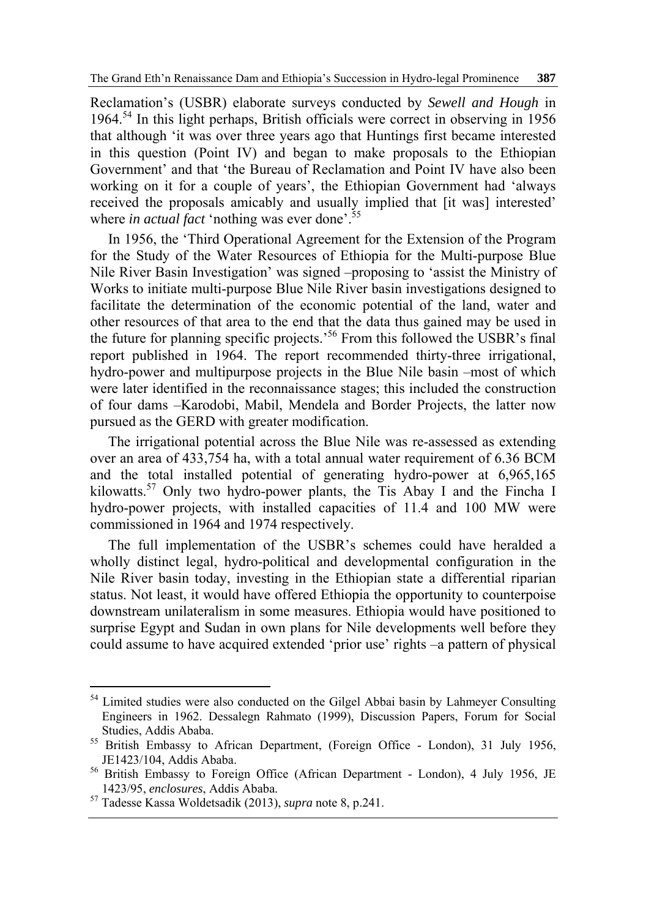Reclamation's (USBR) elaborate surveys conducted by *Sewell and Hough* in 1964.[54] In this light perhaps, British officials were correct in observing in 1956 that although 'it was over three years ago that Huntings first became interested in this question (Point IV) and began to make proposals to the Ethiopian Government' and that 'the Bureau of Reclamation and Point IV have also been working on it for a couple of years', the Ethiopian Government had 'always received the proposals amicably and usually implied that [it was] interested' where *in actual fact* 'nothing was ever done'.[55]

In 1956, the 'Third Operational Agreement for the Extension of the Program for the Study of the Water Resources of Ethiopia for the Multi-purpose Blue Nile River Basin Investigation' was signed –proposing to 'assist the Ministry of Works to initiate multi-purpose Blue Nile River basin investigations designed to facilitate the determination of the economic potential of the land, water and other resources of that area to the end that the data thus gained may be used in the future for planning specific projects.'[56] From this followed the USBR's final report published in 1964. The report recommended thirty-three irrigational, hydro-power and multipurpose projects in the Blue Nile basin –most of which were later identified in the reconnaissance stages; this included the construction of four dams –Karodobi, Mabil, Mendela and Border Projects, the latter now pursued as the GERD with greater modification.

The irrigational potential across the Blue Nile was re-assessed as extending over an area of 433,754 ha, with a total annual water requirement of 6.36 BCM and the total installed potential of generating hydro-power at 6,965,165 kilowatts.[57] Only two hydro-power plants, the Tis Abay I and the Fincha I hydro-power projects, with installed capacities of 11.4 and 100 MW were commissioned in 1964 and 1974 respectively.

The full implementation of the USBR's schemes could have heralded a wholly distinct legal, hydro-political and developmental configuration in the Nile River basin today, investing in the Ethiopian state a differential riparian status. Not least, it would have offered Ethiopia the opportunity to counterpoise downstream unilateralism in some measures. Ethiopia would have positioned to surprise Egypt and Sudan in own plans for Nile developments well before they could assume to have acquired extended 'prior use' rights –a pattern of physical

---

[54] Limited studies were also conducted on the Gilgel Abbai basin by Lahmeyer Consulting Engineers in 1962. Dessalegn Rahmato (1999), Discussion Papers, Forum for Social Studies, Addis Ababa.

[55] British Embassy to African Department, (Foreign Office - London), 31 July 1956, JE1423/104, Addis Ababa.

[56] British Embassy to Foreign Office (African Department - London), 4 July 1956, JE 1423/95, *enclosures*, Addis Ababa.

[57] Tadesse Kassa Woldetsadik (2013), *supra* note 8, p.241.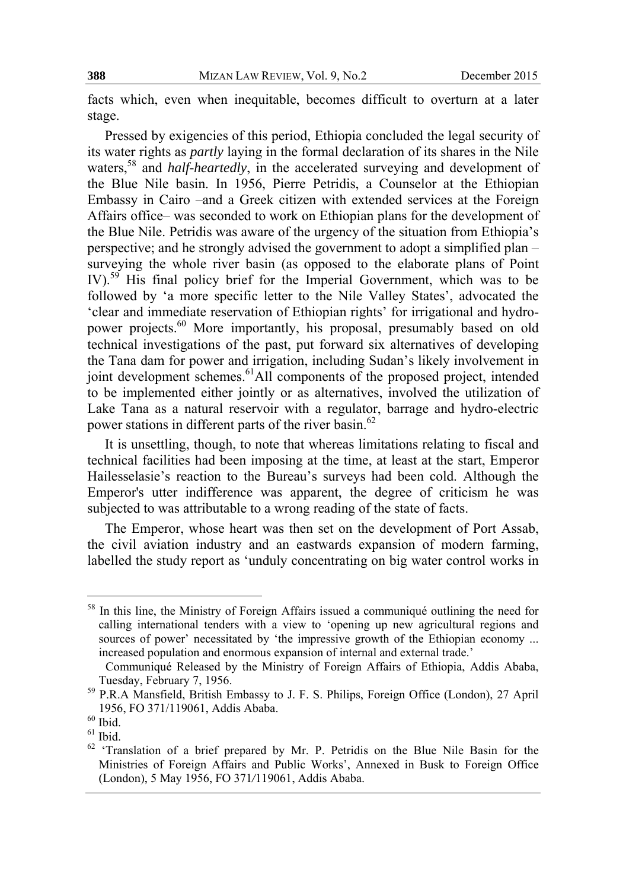facts which, even when inequitable, becomes difficult to overturn at a later stage.

Pressed by exigencies of this period, Ethiopia concluded the legal security of its water rights as *partly* laying in the formal declaration of its shares in the Nile waters,[58] and *half-heartedly*, in the accelerated surveying and development of the Blue Nile basin. In 1956, Pierre Petridis, a Counselor at the Ethiopian Embassy in Cairo –and a Greek citizen with extended services at the Foreign Affairs office– was seconded to work on Ethiopian plans for the development of the Blue Nile. Petridis was aware of the urgency of the situation from Ethiopia's perspective; and he strongly advised the government to adopt a simplified plan – surveying the whole river basin (as opposed to the elaborate plans of Point IV).[59] His final policy brief for the Imperial Government, which was to be followed by 'a more specific letter to the Nile Valley States', advocated the 'clear and immediate reservation of Ethiopian rights' for irrigational and hydro-power projects.[60] More importantly, his proposal, presumably based on old technical investigations of the past, put forward six alternatives of developing the Tana dam for power and irrigation, including Sudan's likely involvement in joint development schemes.[61] All components of the proposed project, intended to be implemented either jointly or as alternatives, involved the utilization of Lake Tana as a natural reservoir with a regulator, barrage and hydro-electric power stations in different parts of the river basin.[62]

It is unsettling, though, to note that whereas limitations relating to fiscal and technical facilities had been imposing at the time, at least at the start, Emperor Hailesselasie's reaction to the Bureau's surveys had been cold. Although the Emperor's utter indifference was apparent, the degree of criticism he was subjected to was attributable to a wrong reading of the state of facts.

The Emperor, whose heart was then set on the development of Port Assab, the civil aviation industry and an eastwards expansion of modern farming, labelled the study report as 'unduly concentrating on big water control works in

---

[58] In this line, the Ministry of Foreign Affairs issued a communiqué outlining the need for calling international tenders with a view to 'opening up new agricultural regions and sources of power' necessitated by 'the impressive growth of the Ethiopian economy ... increased population and enormous expansion of internal and external trade.'

Communiqué Released by the Ministry of Foreign Affairs of Ethiopia, Addis Ababa, Tuesday, February 7, 1956.

[59] P.R.A Mansfield, British Embassy to J. F. S. Philips, Foreign Office (London), 27 April 1956, FO 371/119061, Addis Ababa.

[60] Ibid.

[61] Ibid.

[62] 'Translation of a brief prepared by Mr. P. Petridis on the Blue Nile Basin for the Ministries of Foreign Affairs and Public Works', Annexed in Busk to Foreign Office (London), 5 May 1956, FO 371/119061, Addis Ababa.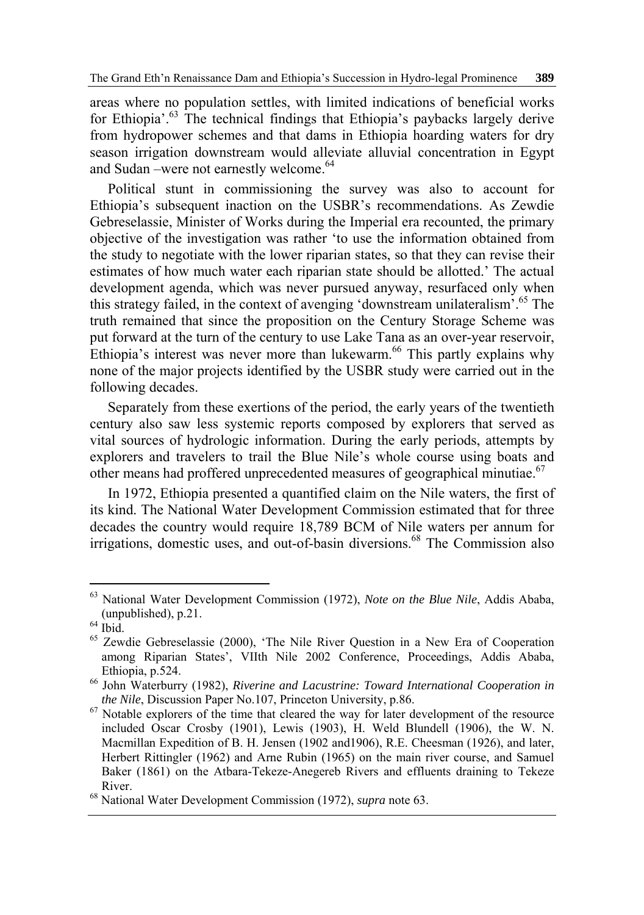areas where no population settles, with limited indications of beneficial works for Ethiopia'.[63] The technical findings that Ethiopia's paybacks largely derive from hydropower schemes and that dams in Ethiopia hoarding waters for dry season irrigation downstream would alleviate alluvial concentration in Egypt and Sudan –were not earnestly welcome.[64]

Political stunt in commissioning the survey was also to account for Ethiopia's subsequent inaction on the USBR's recommendations. As Zewdie Gebreselassie, Minister of Works during the Imperial era recounted, the primary objective of the investigation was rather 'to use the information obtained from the study to negotiate with the lower riparian states, so that they can revise their estimates of how much water each riparian state should be allotted.' The actual development agenda, which was never pursued anyway, resurfaced only when this strategy failed, in the context of avenging 'downstream unilateralism'.[65] The truth remained that since the proposition on the Century Storage Scheme was put forward at the turn of the century to use Lake Tana as an over-year reservoir, Ethiopia's interest was never more than lukewarm.[66] This partly explains why none of the major projects identified by the USBR study were carried out in the following decades.

Separately from these exertions of the period, the early years of the twentieth century also saw less systemic reports composed by explorers that served as vital sources of hydrologic information. During the early periods, attempts by explorers and travelers to trail the Blue Nile's whole course using boats and other means had proffered unprecedented measures of geographical minutiae.[67]

In 1972, Ethiopia presented a quantified claim on the Nile waters, the first of its kind. The National Water Development Commission estimated that for three decades the country would require 18,789 BCM of Nile waters per annum for irrigations, domestic uses, and out-of-basin diversions.[68] The Commission also

---

[63] National Water Development Commission (1972), *Note on the Blue Nile*, Addis Ababa, (unpublished), p.21.

[64] Ibid.

[65] Zewdie Gebreselassie (2000), 'The Nile River Question in a New Era of Cooperation among Riparian States', VIIth Nile 2002 Conference, Proceedings, Addis Ababa, Ethiopia, p.524.

[66] John Waterburry (1982), *Riverine and Lacustrine: Toward International Cooperation in the Nile*, Discussion Paper No.107, Princeton University, p.86.

[67] Notable explorers of the time that cleared the way for later development of the resource included Oscar Crosby (1901), Lewis (1903), H. Weld Blundell (1906), the W. N. Macmillan Expedition of B. H. Jensen (1902 and1906), R.E. Cheesman (1926), and later, Herbert Rittingler (1962) and Arne Rubin (1965) on the main river course, and Samuel Baker (1861) on the Atbara-Tekeze-Anegereb Rivers and effluents draining to Tekeze River.

[68] National Water Development Commission (1972), *supra* note 63.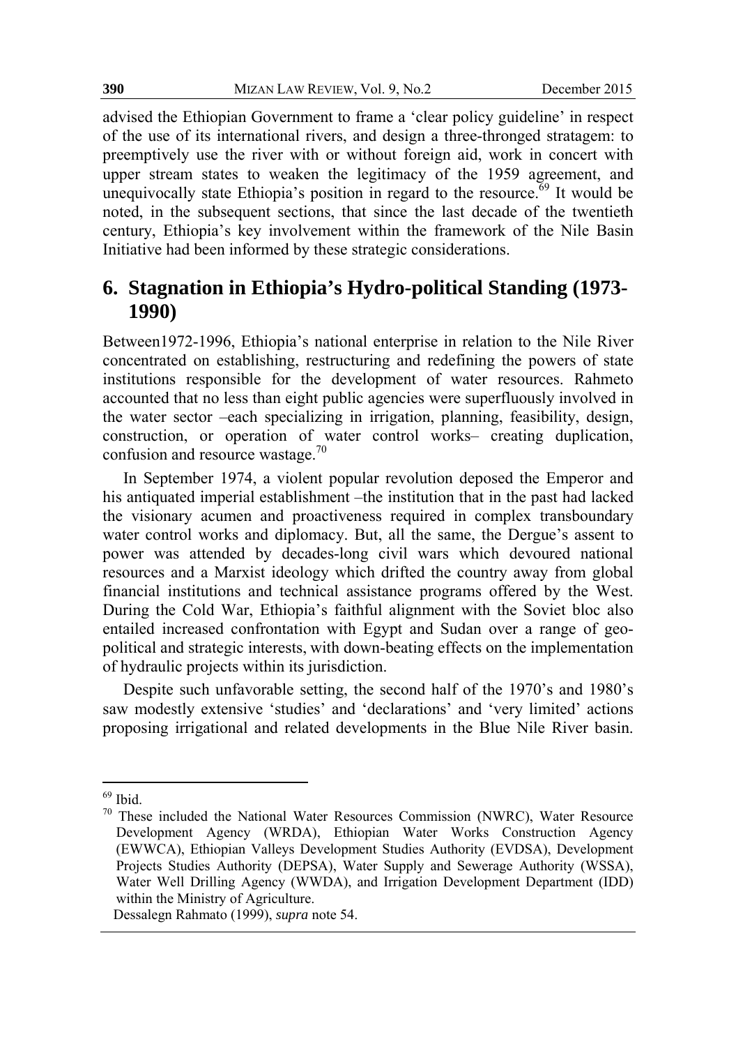advised the Ethiopian Government to frame a 'clear policy guideline' in respect of the use of its international rivers, and design a three-thronged stratagem: to preemptively use the river with or without foreign aid, work in concert with upper stream states to weaken the legitimacy of the 1959 agreement, and unequivocally state Ethiopia's position in regard to the resource.[69] It would be noted, in the subsequent sections, that since the last decade of the twentieth century, Ethiopia's key involvement within the framework of the Nile Basin Initiative had been informed by these strategic considerations.

## 6. Stagnation in Ethiopia's Hydro-political Standing (1973-1990)

Between1972-1996, Ethiopia's national enterprise in relation to the Nile River concentrated on establishing, restructuring and redefining the powers of state institutions responsible for the development of water resources. Rahmeto accounted that no less than eight public agencies were superfluously involved in the water sector –each specializing in irrigation, planning, feasibility, design, construction, or operation of water control works– creating duplication, confusion and resource wastage.[70]

In September 1974, a violent popular revolution deposed the Emperor and his antiquated imperial establishment –the institution that in the past had lacked the visionary acumen and proactiveness required in complex transboundary water control works and diplomacy. But, all the same, the Dergue's assent to power was attended by decades-long civil wars which devoured national resources and a Marxist ideology which drifted the country away from global financial institutions and technical assistance programs offered by the West. During the Cold War, Ethiopia's faithful alignment with the Soviet bloc also entailed increased confrontation with Egypt and Sudan over a range of geo-political and strategic interests, with down-beating effects on the implementation of hydraulic projects within its jurisdiction.

Despite such unfavorable setting, the second half of the 1970's and 1980's saw modestly extensive 'studies' and 'declarations' and 'very limited' actions proposing irrigational and related developments in the Blue Nile River basin.

---

[69] Ibid.

[70] These included the National Water Resources Commission (NWRC), Water Resource Development Agency (WRDA), Ethiopian Water Works Construction Agency (EWWCA), Ethiopian Valleys Development Studies Authority (EVDSA), Development Projects Studies Authority (DEPSA), Water Supply and Sewerage Authority (WSSA), Water Well Drilling Agency (WWDA), and Irrigation Development Department (IDD) within the Ministry of Agriculture.
Dessalegn Rahmato (1999), *supra* note 54.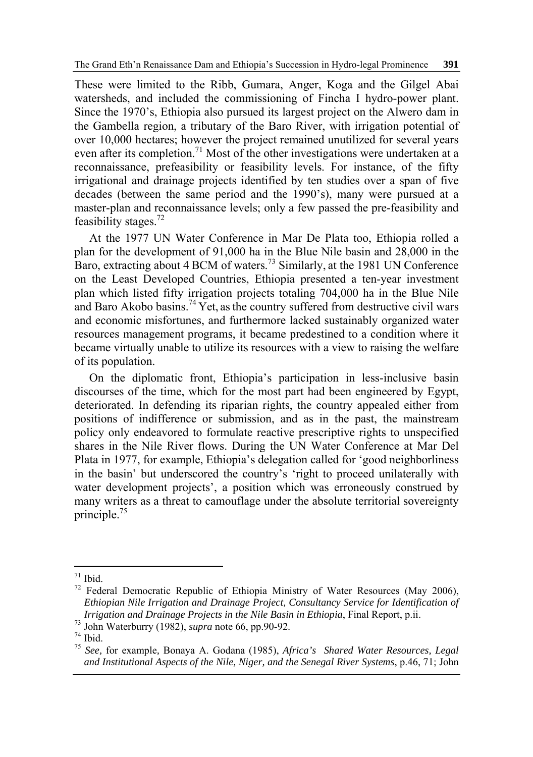These were limited to the Ribb, Gumara, Anger, Koga and the Gilgel Abai watersheds, and included the commissioning of Fincha I hydro-power plant. Since the 1970's, Ethiopia also pursued its largest project on the Alwero dam in the Gambella region, a tributary of the Baro River, with irrigation potential of over 10,000 hectares; however the project remained unutilized for several years even after its completion.[71] Most of the other investigations were undertaken at a reconnaissance, prefeasibility or feasibility levels. For instance, of the fifty irrigational and drainage projects identified by ten studies over a span of five decades (between the same period and the 1990's), many were pursued at a master-plan and reconnaissance levels; only a few passed the pre-feasibility and feasibility stages.[72]

At the 1977 UN Water Conference in Mar De Plata too, Ethiopia rolled a plan for the development of 91,000 ha in the Blue Nile basin and 28,000 in the Baro, extracting about 4 BCM of waters.[73] Similarly, at the 1981 UN Conference on the Least Developed Countries, Ethiopia presented a ten-year investment plan which listed fifty irrigation projects totaling 704,000 ha in the Blue Nile and Baro Akobo basins.[74] Yet, as the country suffered from destructive civil wars and economic misfortunes, and furthermore lacked sustainably organized water resources management programs, it became predestined to a condition where it became virtually unable to utilize its resources with a view to raising the welfare of its population.

On the diplomatic front, Ethiopia's participation in less-inclusive basin discourses of the time, which for the most part had been engineered by Egypt, deteriorated. In defending its riparian rights, the country appealed either from positions of indifference or submission, and as in the past, the mainstream policy only endeavored to formulate reactive prescriptive rights to unspecified shares in the Nile River flows. During the UN Water Conference at Mar Del Plata in 1977, for example, Ethiopia's delegation called for 'good neighborliness in the basin' but underscored the country's 'right to proceed unilaterally with water development projects', a position which was erroneously construed by many writers as a threat to camouflage under the absolute territorial sovereignty principle.[75]

---

[71] Ibid.

[72] Federal Democratic Republic of Ethiopia Ministry of Water Resources (May 2006), *Ethiopian Nile Irrigation and Drainage Project, Consultancy Service for Identification of Irrigation and Drainage Projects in the Nile Basin in Ethiopia*, Final Report, p.ii.

[73] John Waterburry (1982), *supra* note 66, pp.90-92.

[74] Ibid.

[75] *See,* for example, Bonaya A. Godana (1985), *Africa's Shared Water Resources, Legal and Institutional Aspects of the Nile, Niger, and the Senegal River Systems*, p.46, 71; John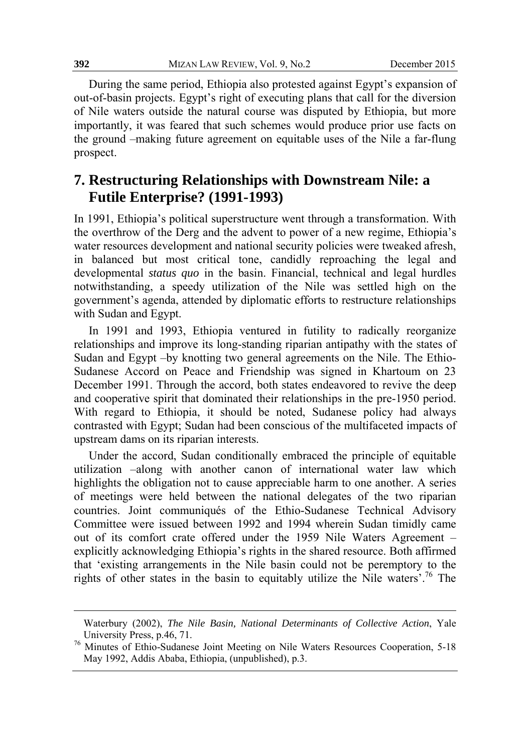During the same period, Ethiopia also protested against Egypt's expansion of out-of-basin projects. Egypt's right of executing plans that call for the diversion of Nile waters outside the natural course was disputed by Ethiopia, but more importantly, it was feared that such schemes would produce prior use facts on the ground –making future agreement on equitable uses of the Nile a far-flung prospect.

## 7. Restructuring Relationships with Downstream Nile: a Futile Enterprise? (1991-1993)

In 1991, Ethiopia's political superstructure went through a transformation. With the overthrow of the Derg and the advent to power of a new regime, Ethiopia's water resources development and national security policies were tweaked afresh, in balanced but most critical tone, candidly reproaching the legal and developmental *status quo* in the basin. Financial, technical and legal hurdles notwithstanding, a speedy utilization of the Nile was settled high on the government's agenda, attended by diplomatic efforts to restructure relationships with Sudan and Egypt.

In 1991 and 1993, Ethiopia ventured in futility to radically reorganize relationships and improve its long-standing riparian antipathy with the states of Sudan and Egypt –by knotting two general agreements on the Nile. The Ethio-Sudanese Accord on Peace and Friendship was signed in Khartoum on 23 December 1991. Through the accord, both states endeavored to revive the deep and cooperative spirit that dominated their relationships in the pre-1950 period. With regard to Ethiopia, it should be noted, Sudanese policy had always contrasted with Egypt; Sudan had been conscious of the multifaceted impacts of upstream dams on its riparian interests.

Under the accord, Sudan conditionally embraced the principle of equitable utilization –along with another canon of international water law which highlights the obligation not to cause appreciable harm to one another. A series of meetings were held between the national delegates of the two riparian countries. Joint communiqués of the Ethio-Sudanese Technical Advisory Committee were issued between 1992 and 1994 wherein Sudan timidly came out of its comfort crate offered under the 1959 Nile Waters Agreement – explicitly acknowledging Ethiopia's rights in the shared resource. Both affirmed that 'existing arrangements in the Nile basin could not be peremptory to the rights of other states in the basin to equitably utilize the Nile waters'.[76] The

---

Waterbury (2002), *The Nile Basin, National Determinants of Collective Action*, Yale University Press, p.46, 71.

[76] Minutes of Ethio-Sudanese Joint Meeting on Nile Waters Resources Cooperation, 5-18 May 1992, Addis Ababa, Ethiopia, (unpublished), p.3.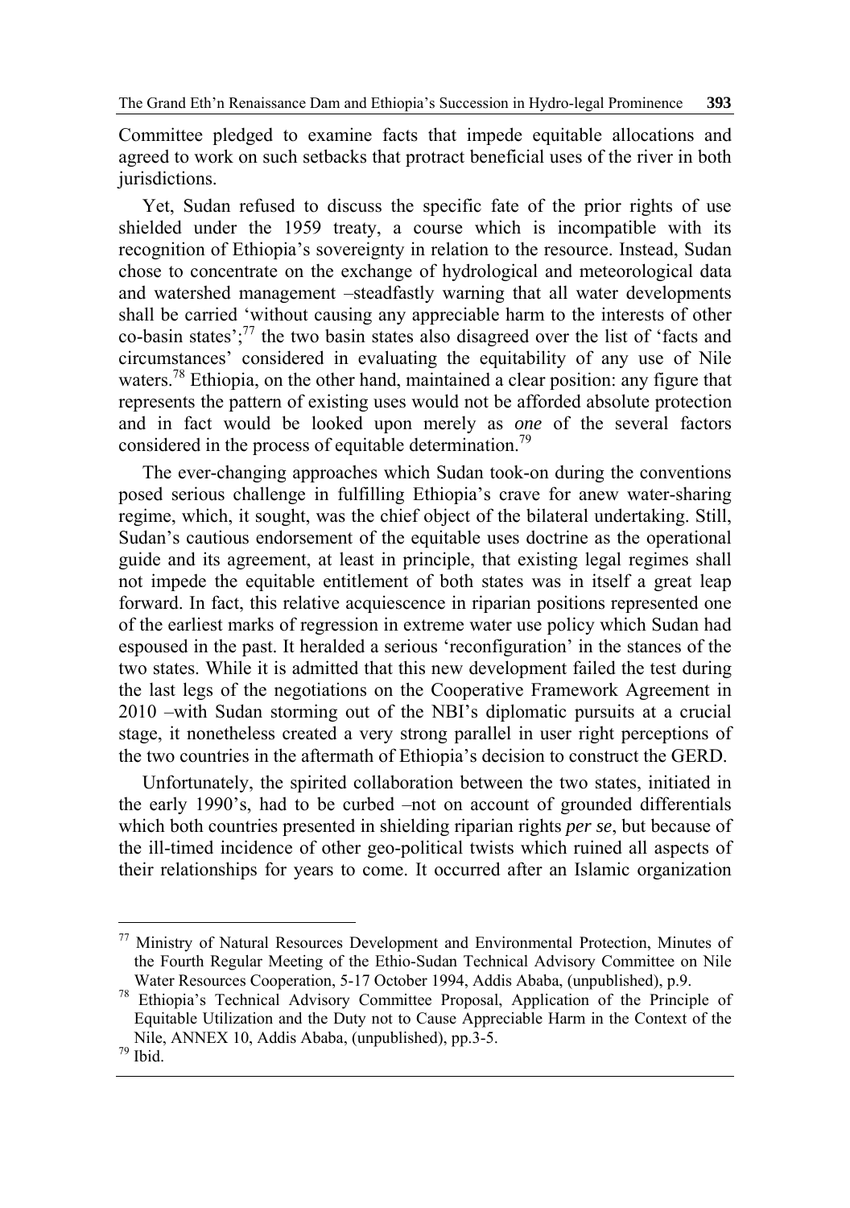Committee pledged to examine facts that impede equitable allocations and agreed to work on such setbacks that protract beneficial uses of the river in both jurisdictions.

Yet, Sudan refused to discuss the specific fate of the prior rights of use shielded under the 1959 treaty, a course which is incompatible with its recognition of Ethiopia's sovereignty in relation to the resource. Instead, Sudan chose to concentrate on the exchange of hydrological and meteorological data and watershed management –steadfastly warning that all water developments shall be carried 'without causing any appreciable harm to the interests of other co-basin states';[77] the two basin states also disagreed over the list of 'facts and circumstances' considered in evaluating the equitability of any use of Nile waters.[78] Ethiopia, on the other hand, maintained a clear position: any figure that represents the pattern of existing uses would not be afforded absolute protection and in fact would be looked upon merely as *one* of the several factors considered in the process of equitable determination.[79]

The ever-changing approaches which Sudan took-on during the conventions posed serious challenge in fulfilling Ethiopia's crave for anew water-sharing regime, which, it sought, was the chief object of the bilateral undertaking. Still, Sudan's cautious endorsement of the equitable uses doctrine as the operational guide and its agreement, at least in principle, that existing legal regimes shall not impede the equitable entitlement of both states was in itself a great leap forward. In fact, this relative acquiescence in riparian positions represented one of the earliest marks of regression in extreme water use policy which Sudan had espoused in the past. It heralded a serious 'reconfiguration' in the stances of the two states. While it is admitted that this new development failed the test during the last legs of the negotiations on the Cooperative Framework Agreement in 2010 –with Sudan storming out of the NBI's diplomatic pursuits at a crucial stage, it nonetheless created a very strong parallel in user right perceptions of the two countries in the aftermath of Ethiopia's decision to construct the GERD.

Unfortunately, the spirited collaboration between the two states, initiated in the early 1990's, had to be curbed –not on account of grounded differentials which both countries presented in shielding riparian rights *per se*, but because of the ill-timed incidence of other geo-political twists which ruined all aspects of their relationships for years to come. It occurred after an Islamic organization

---

[77] Ministry of Natural Resources Development and Environmental Protection, Minutes of the Fourth Regular Meeting of the Ethio-Sudan Technical Advisory Committee on Nile Water Resources Cooperation, 5-17 October 1994, Addis Ababa, (unpublished), p.9.

[78] Ethiopia's Technical Advisory Committee Proposal, Application of the Principle of Equitable Utilization and the Duty not to Cause Appreciable Harm in the Context of the Nile, ANNEX 10, Addis Ababa, (unpublished), pp.3-5.

[79] Ibid.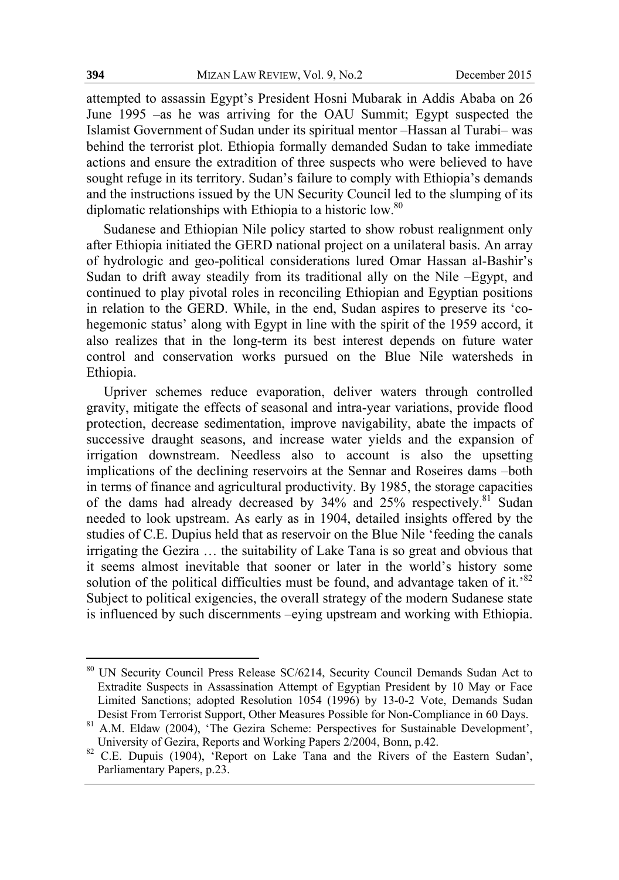attempted to assassin Egypt's President Hosni Mubarak in Addis Ababa on 26 June 1995 –as he was arriving for the OAU Summit; Egypt suspected the Islamist Government of Sudan under its spiritual mentor –Hassan al Turabi– was behind the terrorist plot. Ethiopia formally demanded Sudan to take immediate actions and ensure the extradition of three suspects who were believed to have sought refuge in its territory. Sudan's failure to comply with Ethiopia's demands and the instructions issued by the UN Security Council led to the slumping of its diplomatic relationships with Ethiopia to a historic low.[80]

Sudanese and Ethiopian Nile policy started to show robust realignment only after Ethiopia initiated the GERD national project on a unilateral basis. An array of hydrologic and geo-political considerations lured Omar Hassan al-Bashir's Sudan to drift away steadily from its traditional ally on the Nile –Egypt, and continued to play pivotal roles in reconciling Ethiopian and Egyptian positions in relation to the GERD. While, in the end, Sudan aspires to preserve its 'co-hegemonic status' along with Egypt in line with the spirit of the 1959 accord, it also realizes that in the long-term its best interest depends on future water control and conservation works pursued on the Blue Nile watersheds in Ethiopia.

Upriver schemes reduce evaporation, deliver waters through controlled gravity, mitigate the effects of seasonal and intra-year variations, provide flood protection, decrease sedimentation, improve navigability, abate the impacts of successive draught seasons, and increase water yields and the expansion of irrigation downstream. Needless also to account is also the upsetting implications of the declining reservoirs at the Sennar and Roseires dams –both in terms of finance and agricultural productivity. By 1985, the storage capacities of the dams had already decreased by 34% and 25% respectively.[81] Sudan needed to look upstream. As early as in 1904, detailed insights offered by the studies of C.E. Dupius held that as reservoir on the Blue Nile 'feeding the canals irrigating the Gezira … the suitability of Lake Tana is so great and obvious that it seems almost inevitable that sooner or later in the world's history some solution of the political difficulties must be found, and advantage taken of it.'[82] Subject to political exigencies, the overall strategy of the modern Sudanese state is influenced by such discernments –eying upstream and working with Ethiopia.

---

[80] UN Security Council Press Release SC/6214, Security Council Demands Sudan Act to Extradite Suspects in Assassination Attempt of Egyptian President by 10 May or Face Limited Sanctions; adopted Resolution 1054 (1996) by 13-0-2 Vote, Demands Sudan Desist From Terrorist Support, Other Measures Possible for Non-Compliance in 60 Days.

[81] A.M. Eldaw (2004), 'The Gezira Scheme: Perspectives for Sustainable Development', University of Gezira, Reports and Working Papers 2/2004, Bonn, p.42.

[82] C.E. Dupuis (1904), 'Report on Lake Tana and the Rivers of the Eastern Sudan', Parliamentary Papers, p.23.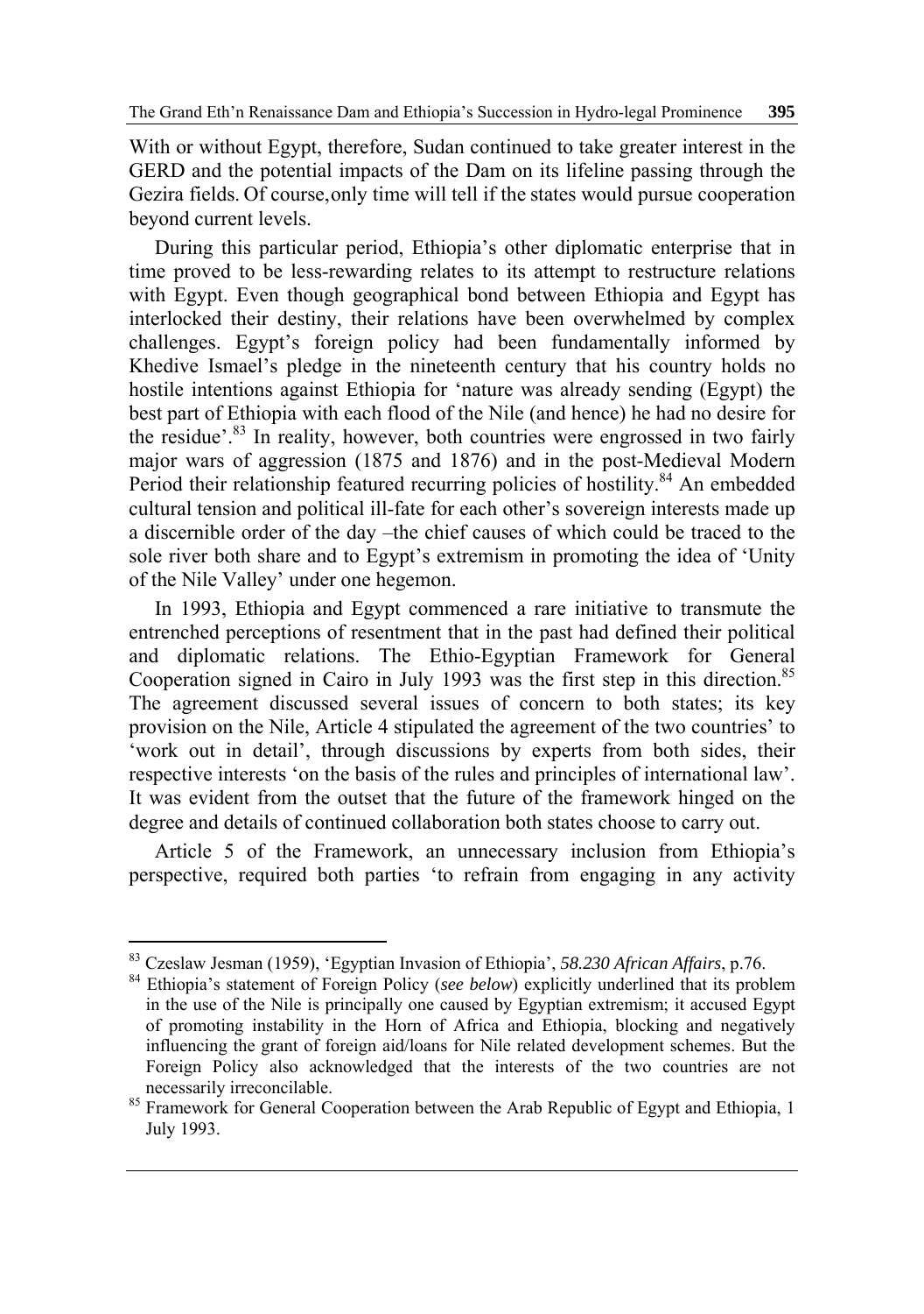With or without Egypt, therefore, Sudan continued to take greater interest in the GERD and the potential impacts of the Dam on its lifeline passing through the Gezira fields. Of course, only time will tell if the states would pursue cooperation beyond current levels.

During this particular period, Ethiopia's other diplomatic enterprise that in time proved to be less-rewarding relates to its attempt to restructure relations with Egypt. Even though geographical bond between Ethiopia and Egypt has interlocked their destiny, their relations have been overwhelmed by complex challenges. Egypt's foreign policy had been fundamentally informed by Khedive Ismael's pledge in the nineteenth century that his country holds no hostile intentions against Ethiopia for 'nature was already sending (Egypt) the best part of Ethiopia with each flood of the Nile (and hence) he had no desire for the residue'.[83] In reality, however, both countries were engrossed in two fairly major wars of aggression (1875 and 1876) and in the post-Medieval Modern Period their relationship featured recurring policies of hostility.[84] An embedded cultural tension and political ill-fate for each other's sovereign interests made up a discernible order of the day –the chief causes of which could be traced to the sole river both share and to Egypt's extremism in promoting the idea of 'Unity of the Nile Valley' under one hegemon.

In 1993, Ethiopia and Egypt commenced a rare initiative to transmute the entrenched perceptions of resentment that in the past had defined their political and diplomatic relations. The Ethio-Egyptian Framework for General Cooperation signed in Cairo in July 1993 was the first step in this direction.[85] The agreement discussed several issues of concern to both states; its key provision on the Nile, Article 4 stipulated the agreement of the two countries' to 'work out in detail', through discussions by experts from both sides, their respective interests 'on the basis of the rules and principles of international law'. It was evident from the outset that the future of the framework hinged on the degree and details of continued collaboration both states choose to carry out.

Article 5 of the Framework, an unnecessary inclusion from Ethiopia's perspective, required both parties 'to refrain from engaging in any activity

---

[83] Czeslaw Jesman (1959), 'Egyptian Invasion of Ethiopia', *58.230 African Affairs*, p.76.

[84] Ethiopia's statement of Foreign Policy (*see below*) explicitly underlined that its problem in the use of the Nile is principally one caused by Egyptian extremism; it accused Egypt of promoting instability in the Horn of Africa and Ethiopia, blocking and negatively influencing the grant of foreign aid/loans for Nile related development schemes. But the Foreign Policy also acknowledged that the interests of the two countries are not necessarily irreconcilable.

[85] Framework for General Cooperation between the Arab Republic of Egypt and Ethiopia, 1 July 1993.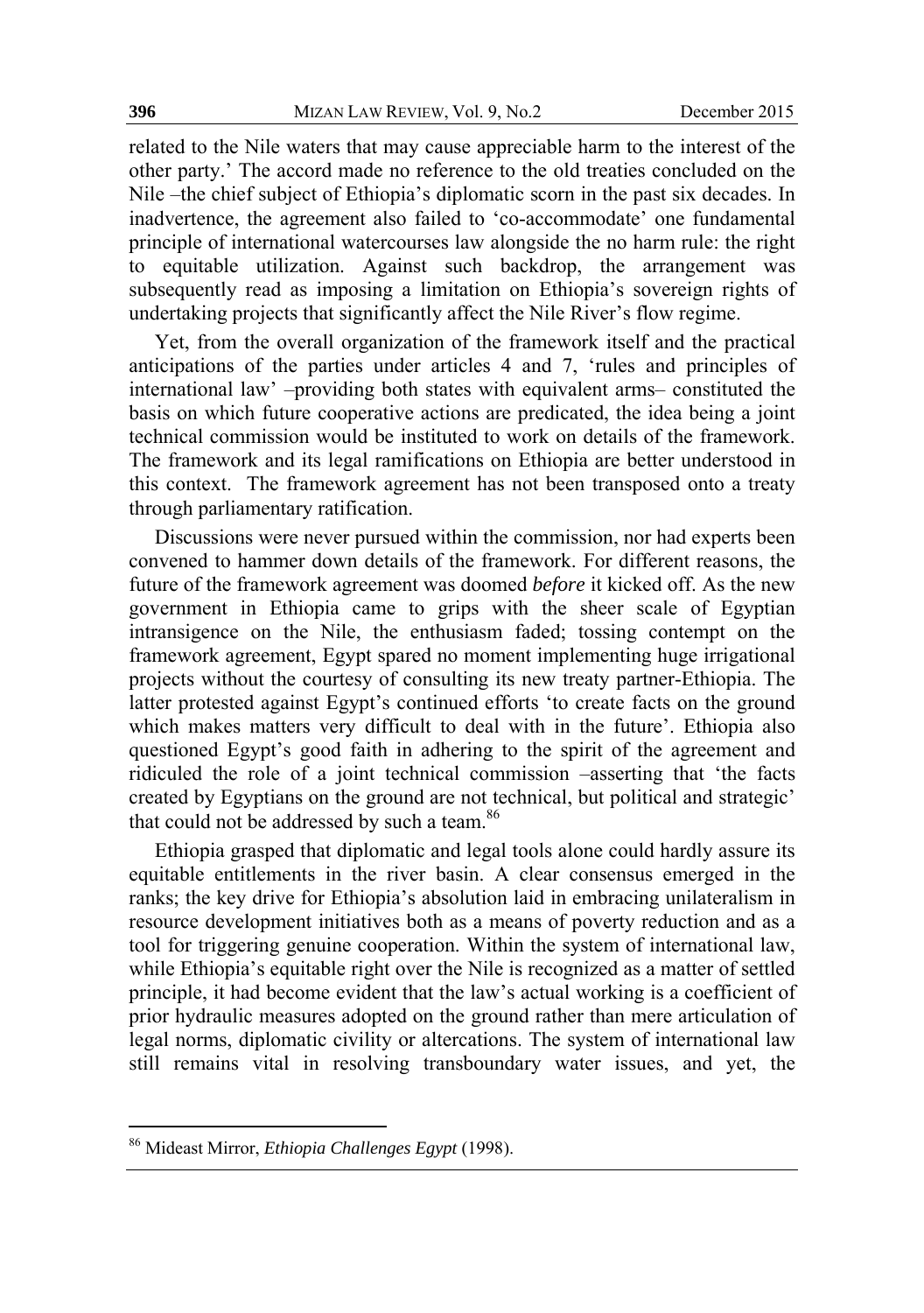related to the Nile waters that may cause appreciable harm to the interest of the other party.' The accord made no reference to the old treaties concluded on the Nile –the chief subject of Ethiopia's diplomatic scorn in the past six decades. In inadvertence, the agreement also failed to 'co-accommodate' one fundamental principle of international watercourses law alongside the no harm rule: the right to equitable utilization. Against such backdrop, the arrangement was subsequently read as imposing a limitation on Ethiopia's sovereign rights of undertaking projects that significantly affect the Nile River's flow regime.

Yet, from the overall organization of the framework itself and the practical anticipations of the parties under articles 4 and 7, 'rules and principles of international law' –providing both states with equivalent arms– constituted the basis on which future cooperative actions are predicated, the idea being a joint technical commission would be instituted to work on details of the framework. The framework and its legal ramifications on Ethiopia are better understood in this context. The framework agreement has not been transposed onto a treaty through parliamentary ratification.

Discussions were never pursued within the commission, nor had experts been convened to hammer down details of the framework. For different reasons, the future of the framework agreement was doomed *before* it kicked off. As the new government in Ethiopia came to grips with the sheer scale of Egyptian intransigence on the Nile, the enthusiasm faded; tossing contempt on the framework agreement, Egypt spared no moment implementing huge irrigational projects without the courtesy of consulting its new treaty partner-Ethiopia. The latter protested against Egypt's continued efforts 'to create facts on the ground which makes matters very difficult to deal with in the future'. Ethiopia also questioned Egypt's good faith in adhering to the spirit of the agreement and ridiculed the role of a joint technical commission –asserting that 'the facts created by Egyptians on the ground are not technical, but political and strategic' that could not be addressed by such a team.[86]

Ethiopia grasped that diplomatic and legal tools alone could hardly assure its equitable entitlements in the river basin. A clear consensus emerged in the ranks; the key drive for Ethiopia's absolution laid in embracing unilateralism in resource development initiatives both as a means of poverty reduction and as a tool for triggering genuine cooperation. Within the system of international law, while Ethiopia's equitable right over the Nile is recognized as a matter of settled principle, it had become evident that the law's actual working is a coefficient of prior hydraulic measures adopted on the ground rather than mere articulation of legal norms, diplomatic civility or altercations. The system of international law still remains vital in resolving transboundary water issues, and yet, the

[86] Mideast Mirror, *Ethiopia Challenges Egypt* (1998).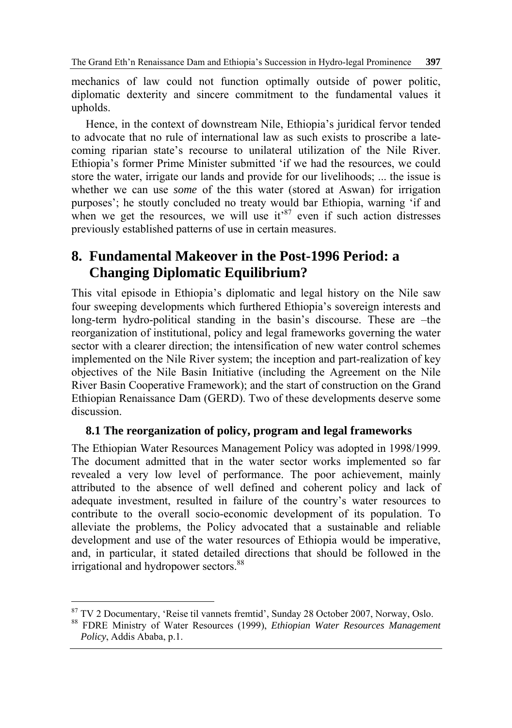mechanics of law could not function optimally outside of power politic, diplomatic dexterity and sincere commitment to the fundamental values it upholds.

Hence, in the context of downstream Nile, Ethiopia's juridical fervor tended to advocate that no rule of international law as such exists to proscribe a late-coming riparian state's recourse to unilateral utilization of the Nile River. Ethiopia's former Prime Minister submitted 'if we had the resources, we could store the water, irrigate our lands and provide for our livelihoods; ... the issue is whether we can use *some* of the this water (stored at Aswan) for irrigation purposes'; he stoutly concluded no treaty would bar Ethiopia, warning 'if and when we get the resources, we will use it'[87] even if such action distresses previously established patterns of use in certain measures.

## 8. Fundamental Makeover in the Post-1996 Period: a Changing Diplomatic Equilibrium?

This vital episode in Ethiopia's diplomatic and legal history on the Nile saw four sweeping developments which furthered Ethiopia's sovereign interests and long-term hydro-political standing in the basin's discourse. These are –the reorganization of institutional, policy and legal frameworks governing the water sector with a clearer direction; the intensification of new water control schemes implemented on the Nile River system; the inception and part-realization of key objectives of the Nile Basin Initiative (including the Agreement on the Nile River Basin Cooperative Framework); and the start of construction on the Grand Ethiopian Renaissance Dam (GERD). Two of these developments deserve some discussion.

### 8.1 The reorganization of policy, program and legal frameworks

The Ethiopian Water Resources Management Policy was adopted in 1998/1999. The document admitted that in the water sector works implemented so far revealed a very low level of performance. The poor achievement, mainly attributed to the absence of well defined and coherent policy and lack of adequate investment, resulted in failure of the country's water resources to contribute to the overall socio-economic development of its population. To alleviate the problems, the Policy advocated that a sustainable and reliable development and use of the water resources of Ethiopia would be imperative, and, in particular, it stated detailed directions that should be followed in the irrigational and hydropower sectors.[88]

---

[87] TV 2 Documentary, 'Reise til vannets fremtid', Sunday 28 October 2007, Norway, Oslo.

[88] FDRE Ministry of Water Resources (1999), *Ethiopian Water Resources Management Policy*, Addis Ababa, p.1.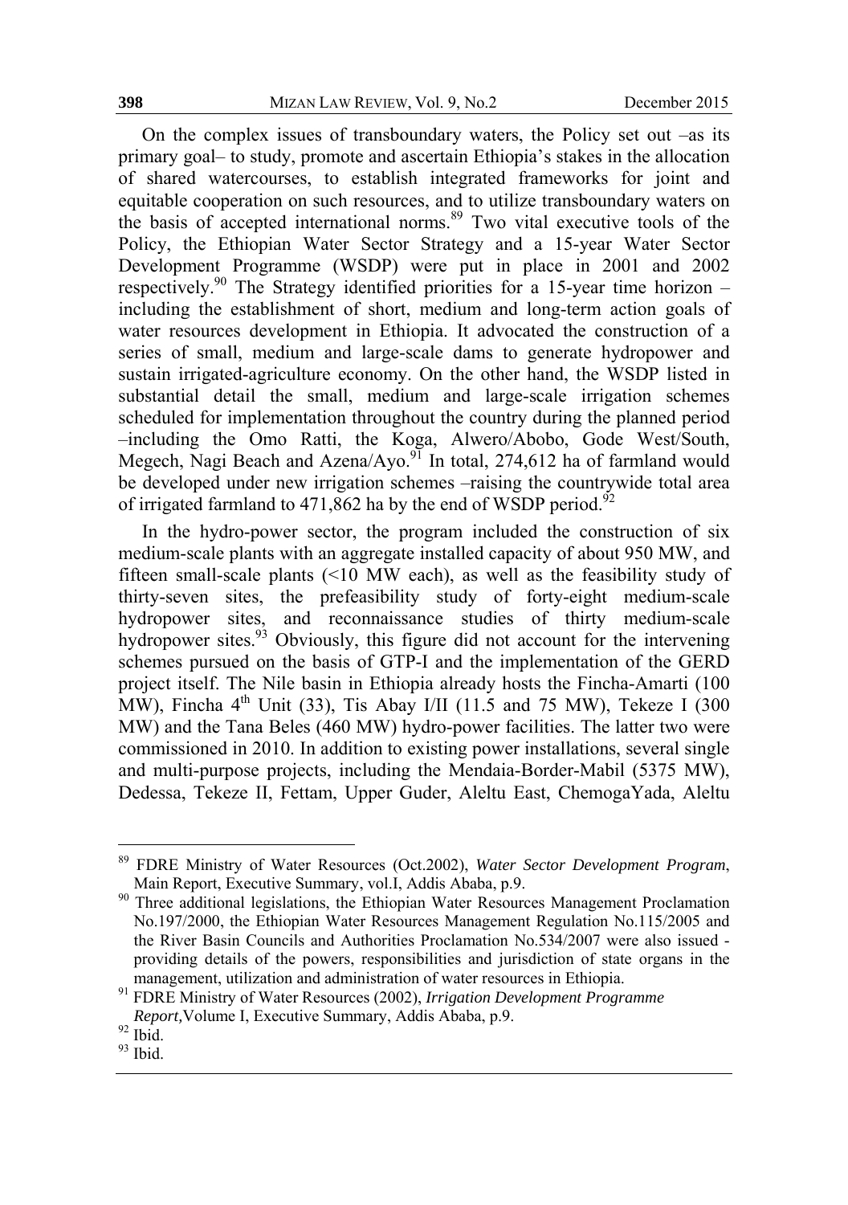On the complex issues of transboundary waters, the Policy set out –as its primary goal– to study, promote and ascertain Ethiopia's stakes in the allocation of shared watercourses, to establish integrated frameworks for joint and equitable cooperation on such resources, and to utilize transboundary waters on the basis of accepted international norms.[89] Two vital executive tools of the Policy, the Ethiopian Water Sector Strategy and a 15-year Water Sector Development Programme (WSDP) were put in place in 2001 and 2002 respectively.[90] The Strategy identified priorities for a 15-year time horizon – including the establishment of short, medium and long-term action goals of water resources development in Ethiopia. It advocated the construction of a series of small, medium and large-scale dams to generate hydropower and sustain irrigated-agriculture economy. On the other hand, the WSDP listed in substantial detail the small, medium and large-scale irrigation schemes scheduled for implementation throughout the country during the planned period –including the Omo Ratti, the Koga, Alwero/Abobo, Gode West/South, Megech, Nagi Beach and Azena/Ayo.[91] In total, 274,612 ha of farmland would be developed under new irrigation schemes –raising the countrywide total area of irrigated farmland to 471,862 ha by the end of WSDP period.[92]

In the hydro-power sector, the program included the construction of six medium-scale plants with an aggregate installed capacity of about 950 MW, and fifteen small-scale plants (<10 MW each), as well as the feasibility study of thirty-seven sites, the prefeasibility study of forty-eight medium-scale hydropower sites, and reconnaissance studies of thirty medium-scale hydropower sites.[93] Obviously, this figure did not account for the intervening schemes pursued on the basis of GTP-I and the implementation of the GERD project itself. The Nile basin in Ethiopia already hosts the Fincha-Amarti (100 MW), Fincha 4th Unit (33), Tis Abay I/II (11.5 and 75 MW), Tekeze I (300 MW) and the Tana Beles (460 MW) hydro-power facilities. The latter two were commissioned in 2010. In addition to existing power installations, several single and multi-purpose projects, including the Mendaia-Border-Mabil (5375 MW), Dedessa, Tekeze II, Fettam, Upper Guder, Aleltu East, ChemogaYada, Aleltu

---

[89] FDRE Ministry of Water Resources (Oct.2002), *Water Sector Development Program*, Main Report, Executive Summary, vol.I, Addis Ababa, p.9.

[90] Three additional legislations, the Ethiopian Water Resources Management Proclamation No.197/2000, the Ethiopian Water Resources Management Regulation No.115/2005 and the River Basin Councils and Authorities Proclamation No.534/2007 were also issued - providing details of the powers, responsibilities and jurisdiction of state organs in the management, utilization and administration of water resources in Ethiopia.

[91] FDRE Ministry of Water Resources (2002), *Irrigation Development Programme Report,*Volume I, Executive Summary, Addis Ababa, p.9.

[92] Ibid.

[93] Ibid.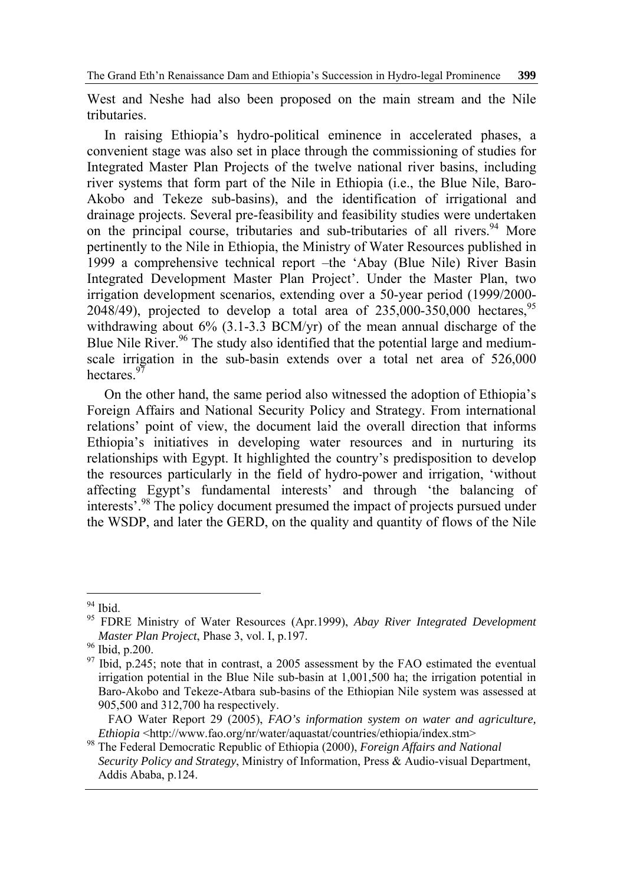West and Neshe had also been proposed on the main stream and the Nile tributaries.

In raising Ethiopia's hydro-political eminence in accelerated phases, a convenient stage was also set in place through the commissioning of studies for Integrated Master Plan Projects of the twelve national river basins, including river systems that form part of the Nile in Ethiopia (i.e., the Blue Nile, Baro-Akobo and Tekeze sub-basins), and the identification of irrigational and drainage projects. Several pre-feasibility and feasibility studies were undertaken on the principal course, tributaries and sub-tributaries of all rivers.[94] More pertinently to the Nile in Ethiopia, the Ministry of Water Resources published in 1999 a comprehensive technical report –the 'Abay (Blue Nile) River Basin Integrated Development Master Plan Project'. Under the Master Plan, two irrigation development scenarios, extending over a 50-year period (1999/2000-2048/49), projected to develop a total area of 235,000-350,000 hectares,[95] withdrawing about 6% (3.1-3.3 BCM/yr) of the mean annual discharge of the Blue Nile River.[96] The study also identified that the potential large and medium-scale irrigation in the sub-basin extends over a total net area of 526,000 hectares.[97]

On the other hand, the same period also witnessed the adoption of Ethiopia's Foreign Affairs and National Security Policy and Strategy. From international relations' point of view, the document laid the overall direction that informs Ethiopia's initiatives in developing water resources and in nurturing its relationships with Egypt. It highlighted the country's predisposition to develop the resources particularly in the field of hydro-power and irrigation, 'without affecting Egypt's fundamental interests' and through 'the balancing of interests'.[98] The policy document presumed the impact of projects pursued under the WSDP, and later the GERD, on the quality and quantity of flows of the Nile

---

[94] Ibid.

[95] FDRE Ministry of Water Resources (Apr.1999), *Abay River Integrated Development Master Plan Project*, Phase 3, vol. I, p.197.

[96] Ibid, p.200.

[97] Ibid, p.245; note that in contrast, a 2005 assessment by the FAO estimated the eventual irrigation potential in the Blue Nile sub-basin at 1,001,500 ha; the irrigation potential in Baro-Akobo and Tekeze-Atbara sub-basins of the Ethiopian Nile system was assessed at 905,500 and 312,700 ha respectively.

FAO Water Report 29 (2005), *FAO's information system on water and agriculture, Ethiopia* <http://www.fao.org/nr/water/aquastat/countries/ethiopia/index.stm>

[98] The Federal Democratic Republic of Ethiopia (2000), *Foreign Affairs and National Security Policy and Strategy*, Ministry of Information, Press & Audio-visual Department, Addis Ababa, p.124.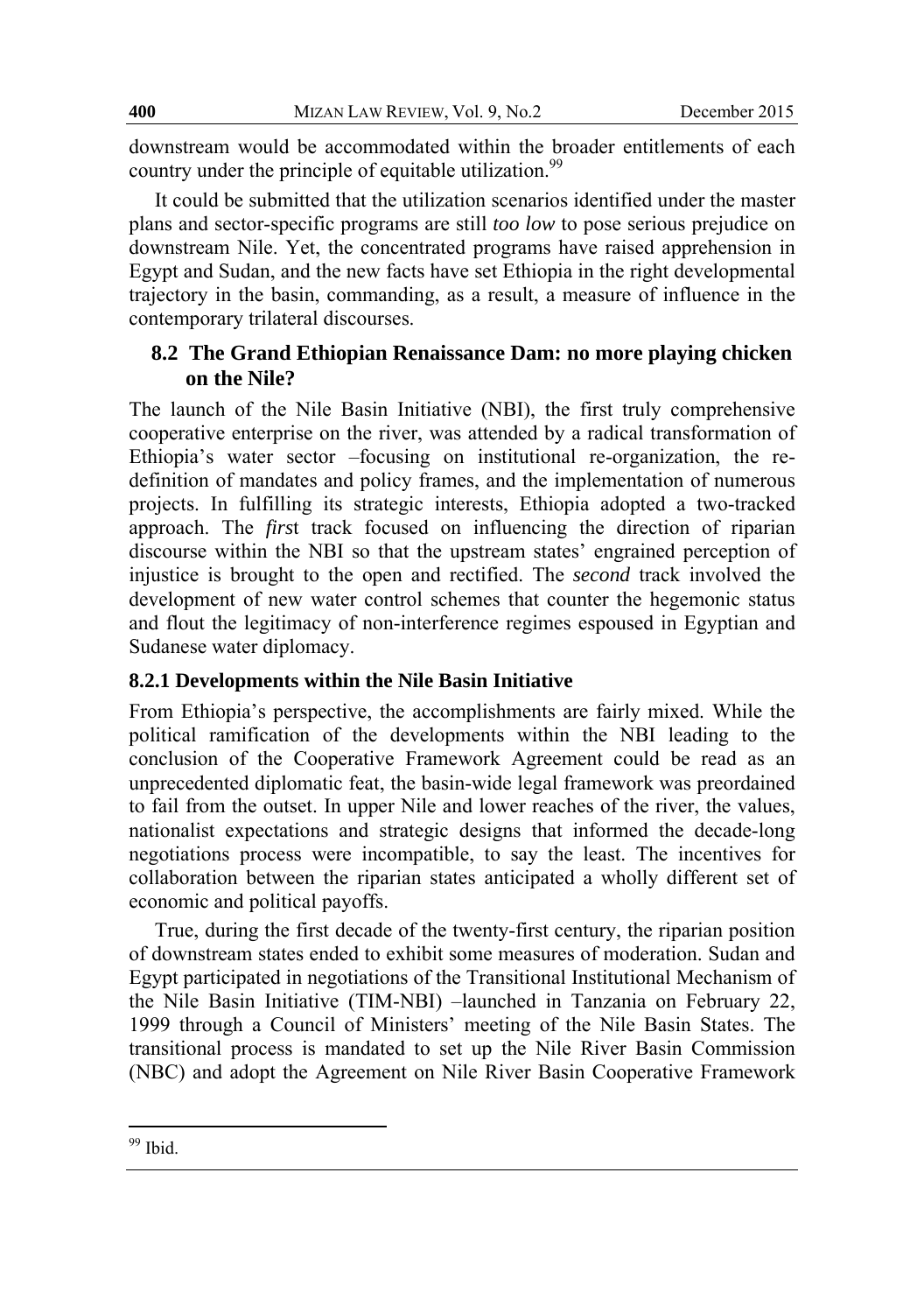downstream would be accommodated within the broader entitlements of each country under the principle of equitable utilization.[99]

It could be submitted that the utilization scenarios identified under the master plans and sector-specific programs are still *too low* to pose serious prejudice on downstream Nile. Yet, the concentrated programs have raised apprehension in Egypt and Sudan, and the new facts have set Ethiopia in the right developmental trajectory in the basin, commanding, as a result, a measure of influence in the contemporary trilateral discourses.

## 8.2 The Grand Ethiopian Renaissance Dam: no more playing chicken on the Nile?

The launch of the Nile Basin Initiative (NBI), the first truly comprehensive cooperative enterprise on the river, was attended by a radical transformation of Ethiopia's water sector –focusing on institutional re-organization, the re-definition of mandates and policy frames, and the implementation of numerous projects. In fulfilling its strategic interests, Ethiopia adopted a two-tracked approach. The *first* track focused on influencing the direction of riparian discourse within the NBI so that the upstream states' engrained perception of injustice is brought to the open and rectified. The *second* track involved the development of new water control schemes that counter the hegemonic status and flout the legitimacy of non-interference regimes espoused in Egyptian and Sudanese water diplomacy.

### 8.2.1 Developments within the Nile Basin Initiative

From Ethiopia's perspective, the accomplishments are fairly mixed. While the political ramification of the developments within the NBI leading to the conclusion of the Cooperative Framework Agreement could be read as an unprecedented diplomatic feat, the basin-wide legal framework was preordained to fail from the outset. In upper Nile and lower reaches of the river, the values, nationalist expectations and strategic designs that informed the decade-long negotiations process were incompatible, to say the least. The incentives for collaboration between the riparian states anticipated a wholly different set of economic and political payoffs.

True, during the first decade of the twenty-first century, the riparian position of downstream states ended to exhibit some measures of moderation. Sudan and Egypt participated in negotiations of the Transitional Institutional Mechanism of the Nile Basin Initiative (TIM-NBI) –launched in Tanzania on February 22, 1999 through a Council of Ministers' meeting of the Nile Basin States. The transitional process is mandated to set up the Nile River Basin Commission (NBC) and adopt the Agreement on Nile River Basin Cooperative Framework

[99] Ibid.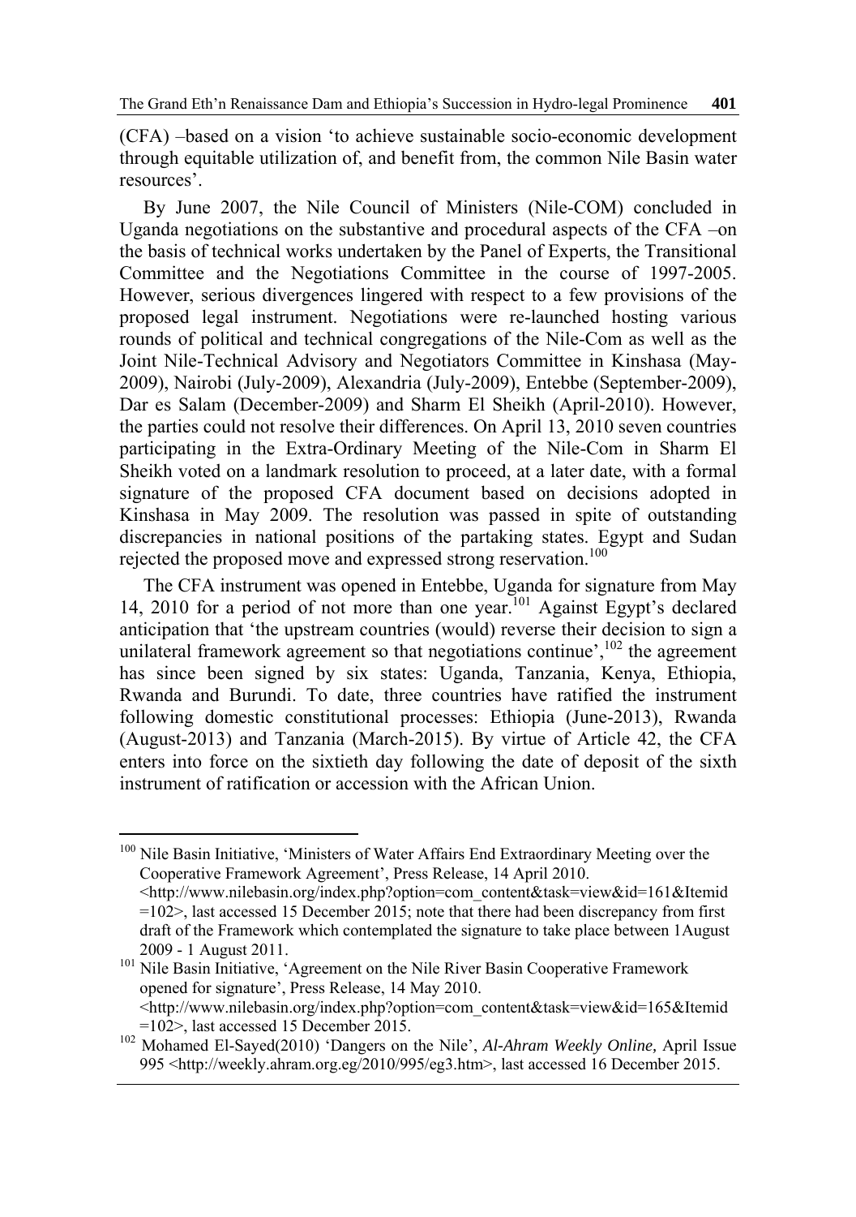(CFA) –based on a vision 'to achieve sustainable socio-economic development through equitable utilization of, and benefit from, the common Nile Basin water resources'.

By June 2007, the Nile Council of Ministers (Nile-COM) concluded in Uganda negotiations on the substantive and procedural aspects of the CFA –on the basis of technical works undertaken by the Panel of Experts, the Transitional Committee and the Negotiations Committee in the course of 1997-2005. However, serious divergences lingered with respect to a few provisions of the proposed legal instrument. Negotiations were re-launched hosting various rounds of political and technical congregations of the Nile-Com as well as the Joint Nile-Technical Advisory and Negotiators Committee in Kinshasa (May-2009), Nairobi (July-2009), Alexandria (July-2009), Entebbe (September-2009), Dar es Salam (December-2009) and Sharm El Sheikh (April-2010). However, the parties could not resolve their differences. On April 13, 2010 seven countries participating in the Extra-Ordinary Meeting of the Nile-Com in Sharm El Sheikh voted on a landmark resolution to proceed, at a later date, with a formal signature of the proposed CFA document based on decisions adopted in Kinshasa in May 2009. The resolution was passed in spite of outstanding discrepancies in national positions of the partaking states. Egypt and Sudan rejected the proposed move and expressed strong reservation.[100]

The CFA instrument was opened in Entebbe, Uganda for signature from May 14, 2010 for a period of not more than one year.[101] Against Egypt's declared anticipation that 'the upstream countries (would) reverse their decision to sign a unilateral framework agreement so that negotiations continue',[102] the agreement has since been signed by six states: Uganda, Tanzania, Kenya, Ethiopia, Rwanda and Burundi. To date, three countries have ratified the instrument following domestic constitutional processes: Ethiopia (June-2013), Rwanda (August-2013) and Tanzania (March-2015). By virtue of Article 42, the CFA enters into force on the sixtieth day following the date of deposit of the sixth instrument of ratification or accession with the African Union.

---

[100] Nile Basin Initiative, 'Ministers of Water Affairs End Extraordinary Meeting over the Cooperative Framework Agreement', Press Release, 14 April 2010. <http://www.nilebasin.org/index.php?option=com_content&task=view&id=161&Itemid=102>, last accessed 15 December 2015; note that there had been discrepancy from first draft of the Framework which contemplated the signature to take place between 1August 2009 - 1 August 2011.

[101] Nile Basin Initiative, 'Agreement on the Nile River Basin Cooperative Framework opened for signature', Press Release, 14 May 2010. <http://www.nilebasin.org/index.php?option=com_content&task=view&id=165&Itemid=102>, last accessed 15 December 2015.

[102] Mohamed El-Sayed(2010) 'Dangers on the Nile', *Al-Ahram Weekly Online,* April Issue 995 <http://weekly.ahram.org.eg/2010/995/eg3.htm>, last accessed 16 December 2015.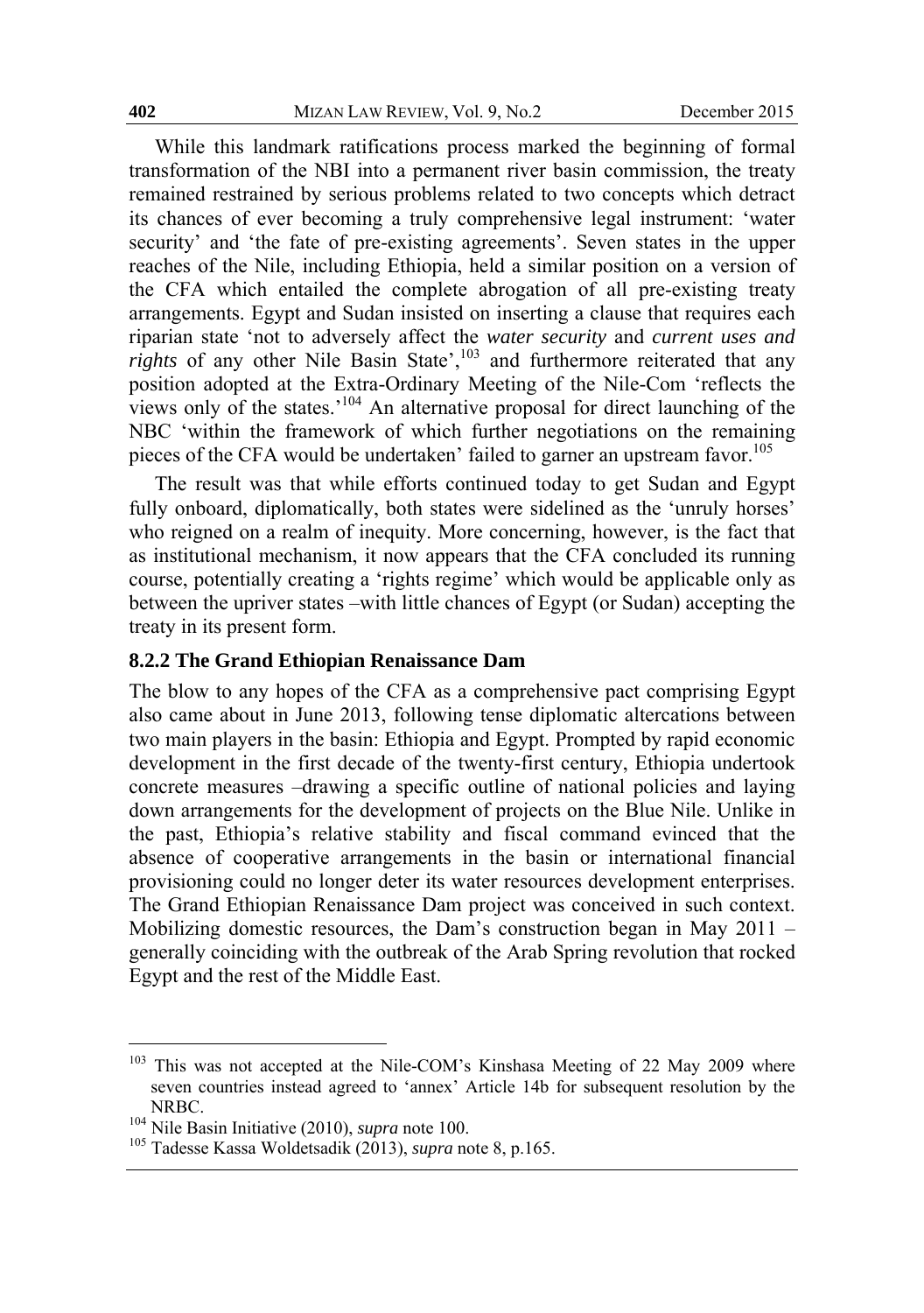While this landmark ratifications process marked the beginning of formal transformation of the NBI into a permanent river basin commission, the treaty remained restrained by serious problems related to two concepts which detract its chances of ever becoming a truly comprehensive legal instrument: 'water security' and 'the fate of pre-existing agreements'. Seven states in the upper reaches of the Nile, including Ethiopia, held a similar position on a version of the CFA which entailed the complete abrogation of all pre-existing treaty arrangements. Egypt and Sudan insisted on inserting a clause that requires each riparian state 'not to adversely affect the *water security* and *current uses and rights* of any other Nile Basin State',[103] and furthermore reiterated that any position adopted at the Extra-Ordinary Meeting of the Nile-Com 'reflects the views only of the states.'[104] An alternative proposal for direct launching of the NBC 'within the framework of which further negotiations on the remaining pieces of the CFA would be undertaken' failed to garner an upstream favor.[105]

The result was that while efforts continued today to get Sudan and Egypt fully onboard, diplomatically, both states were sidelined as the 'unruly horses' who reigned on a realm of inequity. More concerning, however, is the fact that as institutional mechanism, it now appears that the CFA concluded its running course, potentially creating a 'rights regime' which would be applicable only as between the upriver states –with little chances of Egypt (or Sudan) accepting the treaty in its present form.

### 8.2.2 The Grand Ethiopian Renaissance Dam

The blow to any hopes of the CFA as a comprehensive pact comprising Egypt also came about in June 2013, following tense diplomatic altercations between two main players in the basin: Ethiopia and Egypt. Prompted by rapid economic development in the first decade of the twenty-first century, Ethiopia undertook concrete measures –drawing a specific outline of national policies and laying down arrangements for the development of projects on the Blue Nile. Unlike in the past, Ethiopia's relative stability and fiscal command evinced that the absence of cooperative arrangements in the basin or international financial provisioning could no longer deter its water resources development enterprises. The Grand Ethiopian Renaissance Dam project was conceived in such context. Mobilizing domestic resources, the Dam's construction began in May 2011 – generally coinciding with the outbreak of the Arab Spring revolution that rocked Egypt and the rest of the Middle East.

---

[103] This was not accepted at the Nile-COM's Kinshasa Meeting of 22 May 2009 where seven countries instead agreed to 'annex' Article 14b for subsequent resolution by the NRBC.

[104] Nile Basin Initiative (2010), *supra* note 100.

[105] Tadesse Kassa Woldetsadik (2013), *supra* note 8, p.165.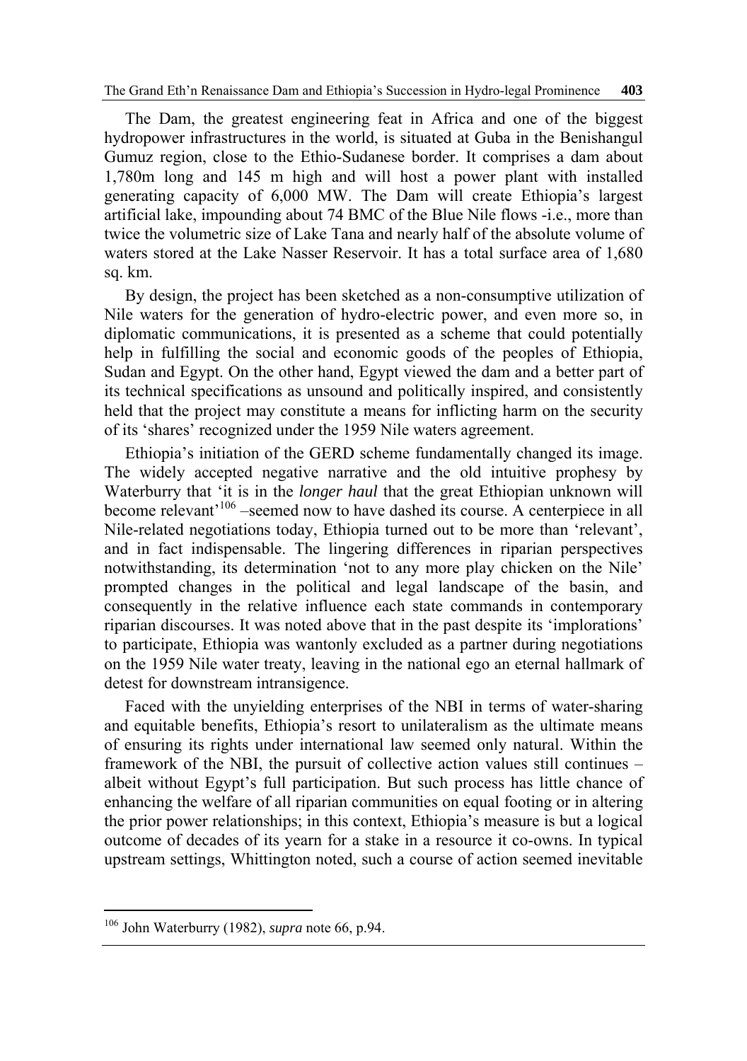The Dam, the greatest engineering feat in Africa and one of the biggest hydropower infrastructures in the world, is situated at Guba in the Benishangul Gumuz region, close to the Ethio-Sudanese border. It comprises a dam about 1,780m long and 145 m high and will host a power plant with installed generating capacity of 6,000 MW. The Dam will create Ethiopia's largest artificial lake, impounding about 74 BMC of the Blue Nile flows -i.e., more than twice the volumetric size of Lake Tana and nearly half of the absolute volume of waters stored at the Lake Nasser Reservoir. It has a total surface area of 1,680 sq. km.

By design, the project has been sketched as a non-consumptive utilization of Nile waters for the generation of hydro-electric power, and even more so, in diplomatic communications, it is presented as a scheme that could potentially help in fulfilling the social and economic goods of the peoples of Ethiopia, Sudan and Egypt. On the other hand, Egypt viewed the dam and a better part of its technical specifications as unsound and politically inspired, and consistently held that the project may constitute a means for inflicting harm on the security of its 'shares' recognized under the 1959 Nile waters agreement.

Ethiopia's initiation of the GERD scheme fundamentally changed its image. The widely accepted negative narrative and the old intuitive prophesy by Waterburry that 'it is in the *longer haul* that the great Ethiopian unknown will become relevant'[106] –seemed now to have dashed its course. A centerpiece in all Nile-related negotiations today, Ethiopia turned out to be more than 'relevant', and in fact indispensable. The lingering differences in riparian perspectives notwithstanding, its determination 'not to any more play chicken on the Nile' prompted changes in the political and legal landscape of the basin, and consequently in the relative influence each state commands in contemporary riparian discourses. It was noted above that in the past despite its 'implorations' to participate, Ethiopia was wantonly excluded as a partner during negotiations on the 1959 Nile water treaty, leaving in the national ego an eternal hallmark of detest for downstream intransigence.

Faced with the unyielding enterprises of the NBI in terms of water-sharing and equitable benefits, Ethiopia's resort to unilateralism as the ultimate means of ensuring its rights under international law seemed only natural. Within the framework of the NBI, the pursuit of collective action values still continues – albeit without Egypt's full participation. But such process has little chance of enhancing the welfare of all riparian communities on equal footing or in altering the prior power relationships; in this context, Ethiopia's measure is but a logical outcome of decades of its yearn for a stake in a resource it co-owns. In typical upstream settings, Whittington noted, such a course of action seemed inevitable

---

[106] John Waterburry (1982), *supra* note 66, p.94.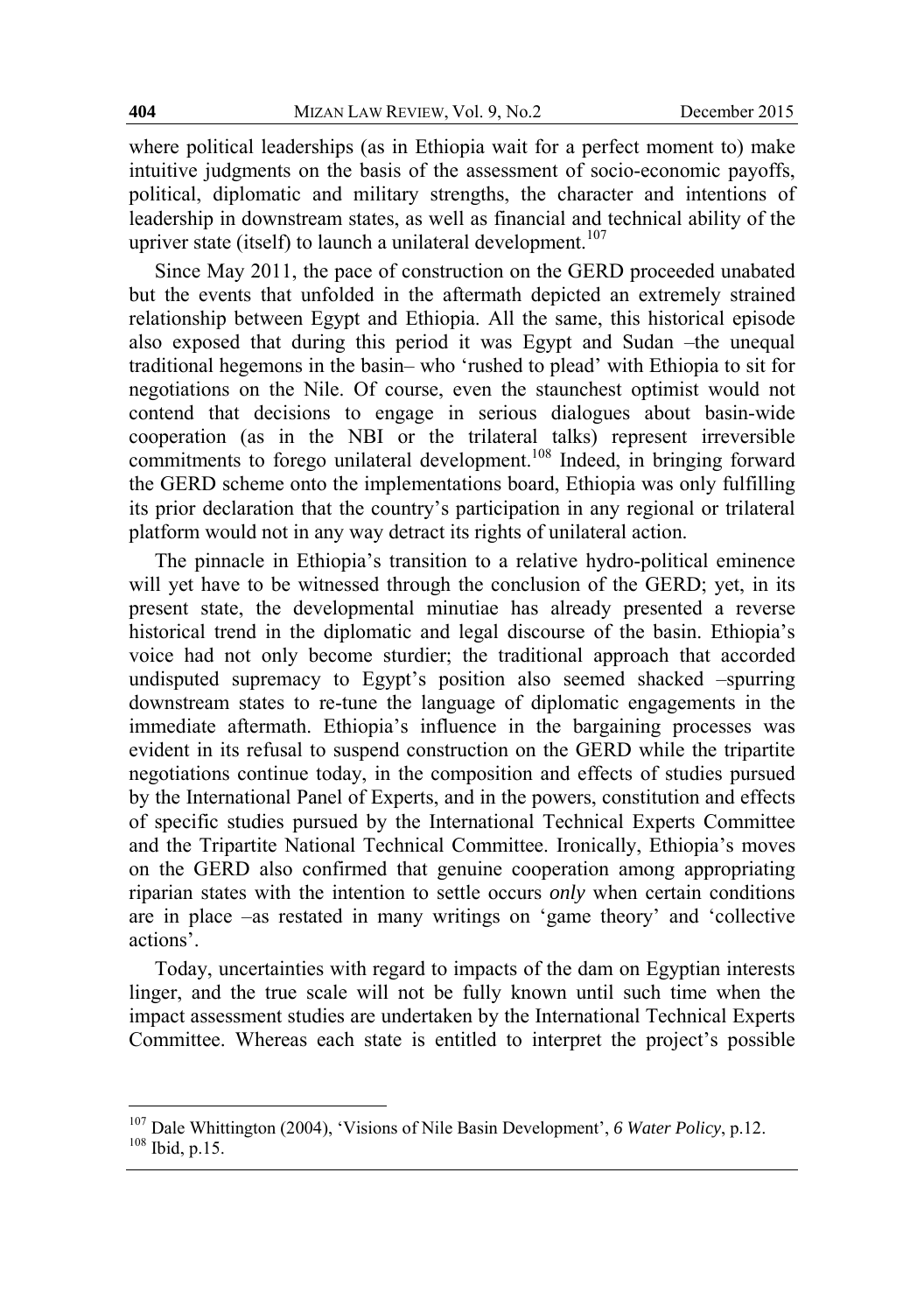where political leaderships (as in Ethiopia wait for a perfect moment to) make intuitive judgments on the basis of the assessment of socio-economic payoffs, political, diplomatic and military strengths, the character and intentions of leadership in downstream states, as well as financial and technical ability of the upriver state (itself) to launch a unilateral development.[107]

Since May 2011, the pace of construction on the GERD proceeded unabated but the events that unfolded in the aftermath depicted an extremely strained relationship between Egypt and Ethiopia. All the same, this historical episode also exposed that during this period it was Egypt and Sudan –the unequal traditional hegemons in the basin– who 'rushed to plead' with Ethiopia to sit for negotiations on the Nile. Of course, even the staunchest optimist would not contend that decisions to engage in serious dialogues about basin-wide cooperation (as in the NBI or the trilateral talks) represent irreversible commitments to forego unilateral development.[108] Indeed, in bringing forward the GERD scheme onto the implementations board, Ethiopia was only fulfilling its prior declaration that the country's participation in any regional or trilateral platform would not in any way detract its rights of unilateral action.

The pinnacle in Ethiopia's transition to a relative hydro-political eminence will yet have to be witnessed through the conclusion of the GERD; yet, in its present state, the developmental minutiae has already presented a reverse historical trend in the diplomatic and legal discourse of the basin. Ethiopia's voice had not only become sturdier; the traditional approach that accorded undisputed supremacy to Egypt's position also seemed shacked –spurring downstream states to re-tune the language of diplomatic engagements in the immediate aftermath. Ethiopia's influence in the bargaining processes was evident in its refusal to suspend construction on the GERD while the tripartite negotiations continue today, in the composition and effects of studies pursued by the International Panel of Experts, and in the powers, constitution and effects of specific studies pursued by the International Technical Experts Committee and the Tripartite National Technical Committee. Ironically, Ethiopia's moves on the GERD also confirmed that genuine cooperation among appropriating riparian states with the intention to settle occurs *only* when certain conditions are in place –as restated in many writings on 'game theory' and 'collective actions'.

Today, uncertainties with regard to impacts of the dam on Egyptian interests linger, and the true scale will not be fully known until such time when the impact assessment studies are undertaken by the International Technical Experts Committee. Whereas each state is entitled to interpret the project's possible

---

[107] Dale Whittington (2004), 'Visions of Nile Basin Development', *6 Water Policy*, p.12.

[108] Ibid, p.15.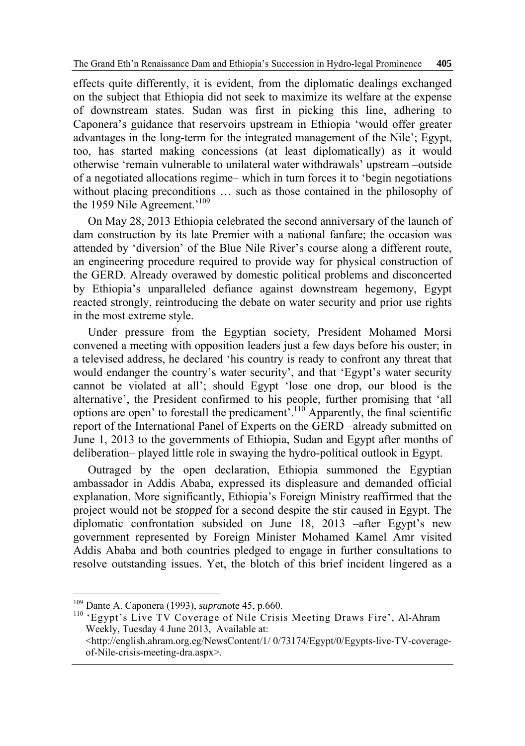effects quite differently, it is evident, from the diplomatic dealings exchanged on the subject that Ethiopia did not seek to maximize its welfare at the expense of downstream states. Sudan was first in picking this line, adhering to Caponera's guidance that reservoirs upstream in Ethiopia 'would offer greater advantages in the long-term for the integrated management of the Nile'; Egypt, too, has started making concessions (at least diplomatically) as it would otherwise 'remain vulnerable to unilateral water withdrawals' upstream –outside of a negotiated allocations regime– which in turn forces it to 'begin negotiations without placing preconditions … such as those contained in the philosophy of the 1959 Nile Agreement.'[109]

On May 28, 2013 Ethiopia celebrated the second anniversary of the launch of dam construction by its late Premier with a national fanfare; the occasion was attended by 'diversion' of the Blue Nile River's course along a different route, an engineering procedure required to provide way for physical construction of the GERD. Already overawed by domestic political problems and disconcerted by Ethiopia's unparalleled defiance against downstream hegemony, Egypt reacted strongly, reintroducing the debate on water security and prior use rights in the most extreme style.

Under pressure from the Egyptian society, President Mohamed Morsi convened a meeting with opposition leaders just a few days before his ouster; in a televised address, he declared 'his country is ready to confront any threat that would endanger the country's water security', and that 'Egypt's water security cannot be violated at all'; should Egypt 'lose one drop, our blood is the alternative', the President confirmed to his people, further promising that 'all options are open' to forestall the predicament'.[110] Apparently, the final scientific report of the International Panel of Experts on the GERD –already submitted on June 1, 2013 to the governments of Ethiopia, Sudan and Egypt after months of deliberation– played little role in swaying the hydro-political outlook in Egypt.

Outraged by the open declaration, Ethiopia summoned the Egyptian ambassador in Addis Ababa, expressed its displeasure and demanded official explanation. More significantly, Ethiopia's Foreign Ministry reaffirmed that the project would not be *stopped* for a second despite the stir caused in Egypt. The diplomatic confrontation subsided on June 18, 2013 –after Egypt's new government represented by Foreign Minister Mohamed Kamel Amr visited Addis Ababa and both countries pledged to engage in further consultations to resolve outstanding issues. Yet, the blotch of this brief incident lingered as a

---

[109] Dante A. Caponera (1993), *supra*note 45, p.660.

[110] 'Egypt's Live TV Coverage of Nile Crisis Meeting Draws Fire', Al-Ahram Weekly, Tuesday 4 June 2013, Available at: <http://english.ahram.org.eg/NewsContent/1/ 0/73174/Egypt/0/Egypts-live-TV-coverage-of-Nile-crisis-meeting-dra.aspx>.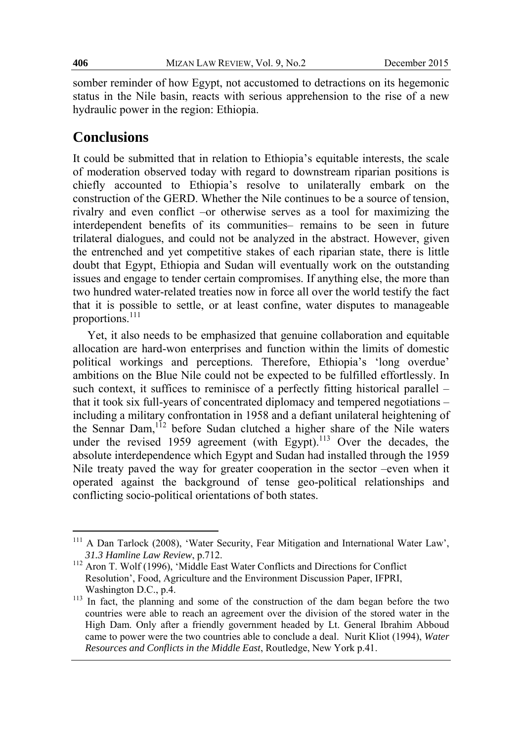somber reminder of how Egypt, not accustomed to detractions on its hegemonic status in the Nile basin, reacts with serious apprehension to the rise of a new hydraulic power in the region: Ethiopia.

## Conclusions

It could be submitted that in relation to Ethiopia's equitable interests, the scale of moderation observed today with regard to downstream riparian positions is chiefly accounted to Ethiopia's resolve to unilaterally embark on the construction of the GERD. Whether the Nile continues to be a source of tension, rivalry and even conflict –or otherwise serves as a tool for maximizing the interdependent benefits of its communities– remains to be seen in future trilateral dialogues, and could not be analyzed in the abstract. However, given the entrenched and yet competitive stakes of each riparian state, there is little doubt that Egypt, Ethiopia and Sudan will eventually work on the outstanding issues and engage to tender certain compromises. If anything else, the more than two hundred water-related treaties now in force all over the world testify the fact that it is possible to settle, or at least confine, water disputes to manageable proportions.[111]

Yet, it also needs to be emphasized that genuine collaboration and equitable allocation are hard-won enterprises and function within the limits of domestic political workings and perceptions. Therefore, Ethiopia's 'long overdue' ambitions on the Blue Nile could not be expected to be fulfilled effortlessly. In such context, it suffices to reminisce of a perfectly fitting historical parallel – that it took six full-years of concentrated diplomacy and tempered negotiations – including a military confrontation in 1958 and a defiant unilateral heightening of the Sennar Dam,[112] before Sudan clutched a higher share of the Nile waters under the revised 1959 agreement (with Egypt).[113] Over the decades, the absolute interdependence which Egypt and Sudan had installed through the 1959 Nile treaty paved the way for greater cooperation in the sector –even when it operated against the background of tense geo-political relationships and conflicting socio-political orientations of both states.

---

[111] A Dan Tarlock (2008), 'Water Security, Fear Mitigation and International Water Law', *31.3 Hamline Law Review*, p.712.

[112] Aron T. Wolf (1996), 'Middle East Water Conflicts and Directions for Conflict Resolution', Food, Agriculture and the Environment Discussion Paper, IFPRI, Washington D.C., p.4.

[113] In fact, the planning and some of the construction of the dam began before the two countries were able to reach an agreement over the division of the stored water in the High Dam. Only after a friendly government headed by Lt. General Ibrahim Abboud came to power were the two countries able to conclude a deal. Nurit Kliot (1994), *Water Resources and Conflicts in the Middle East*, Routledge, New York p.41.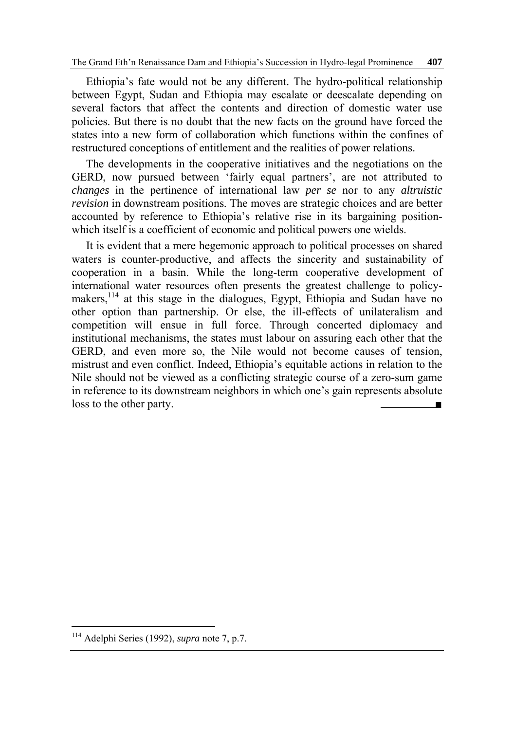Ethiopia's fate would not be any different. The hydro-political relationship between Egypt, Sudan and Ethiopia may escalate or deescalate depending on several factors that affect the contents and direction of domestic water use policies. But there is no doubt that the new facts on the ground have forced the states into a new form of collaboration which functions within the confines of restructured conceptions of entitlement and the realities of power relations.

The developments in the cooperative initiatives and the negotiations on the GERD, now pursued between 'fairly equal partners', are not attributed to *changes* in the pertinence of international law *per se* nor to any *altruistic revision* in downstream positions. The moves are strategic choices and are better accounted by reference to Ethiopia's relative rise in its bargaining position-which itself is a coefficient of economic and political powers one wields.

It is evident that a mere hegemonic approach to political processes on shared waters is counter-productive, and affects the sincerity and sustainability of cooperation in a basin. While the long-term cooperative development of international water resources often presents the greatest challenge to policy-makers,[114] at this stage in the dialogues, Egypt, Ethiopia and Sudan have no other option than partnership. Or else, the ill-effects of unilateralism and competition will ensue in full force. Through concerted diplomacy and institutional mechanisms, the states must labour on assuring each other that the GERD, and even more so, the Nile would not become causes of tension, mistrust and even conflict. Indeed, Ethiopia's equitable actions in relation to the Nile should not be viewed as a conflicting strategic course of a zero-sum game in reference to its downstream neighbors in which one's gain represents absolute loss to the other party. ■

---

[114] Adelphi Series (1992), *supra* note 7, p.7.